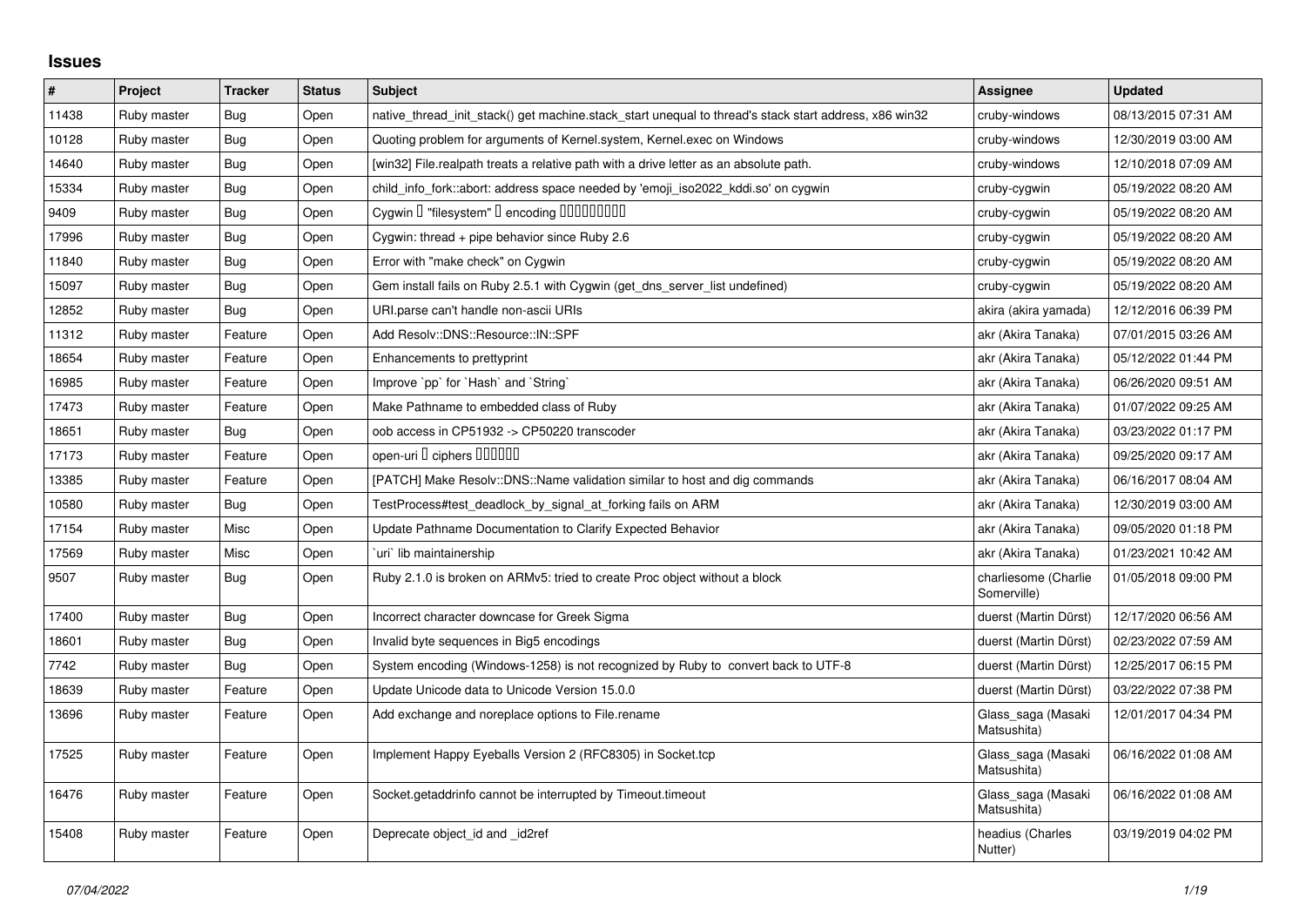## Issues

| # | Project | Tracker | Status | Subject | Assignee | Updated |
|---|---|---|---|---|---|---|
| 11438 | Ruby master | Bug | Open | native_thread_init_stack() get machine.stack_start unequal to thread's stack start address, x86 win32 | cruby-windows | 08/13/2015 07:31 AM |
| 10128 | Ruby master | Bug | Open | Quoting problem for arguments of Kernel.system, Kernel.exec on Windows | cruby-windows | 12/30/2019 03:00 AM |
| 14640 | Ruby master | Bug | Open | [win32] File.realpath treats a relative path with a drive letter as an absolute path. | cruby-windows | 12/10/2018 07:09 AM |
| 15334 | Ruby master | Bug | Open | child_info_fork::abort: address space needed by 'emoji_iso2022_kddi.so' on cygwin | cruby-cygwin | 05/19/2022 08:20 AM |
| 9409 | Ruby master | Bug | Open | Cygwin □ "filesystem" □ encoding □□□□□□□□□ | cruby-cygwin | 05/19/2022 08:20 AM |
| 17996 | Ruby master | Bug | Open | Cygwin: thread + pipe behavior since Ruby 2.6 | cruby-cygwin | 05/19/2022 08:20 AM |
| 11840 | Ruby master | Bug | Open | Error with "make check" on Cygwin | cruby-cygwin | 05/19/2022 08:20 AM |
| 15097 | Ruby master | Bug | Open | Gem install fails on Ruby 2.5.1 with Cygwin (get_dns_server_list undefined) | cruby-cygwin | 05/19/2022 08:20 AM |
| 12852 | Ruby master | Bug | Open | URI.parse can't handle non-ascii URIs | akira (akira yamada) | 12/12/2016 06:39 PM |
| 11312 | Ruby master | Feature | Open | Add Resolv::DNS::Resource::IN::SPF | akr (Akira Tanaka) | 07/01/2015 03:26 AM |
| 18654 | Ruby master | Feature | Open | Enhancements to prettyprint | akr (Akira Tanaka) | 05/12/2022 01:44 PM |
| 16985 | Ruby master | Feature | Open | Improve `pp` for `Hash` and `String` | akr (Akira Tanaka) | 06/26/2020 09:51 AM |
| 17473 | Ruby master | Feature | Open | Make Pathname to embedded class of Ruby | akr (Akira Tanaka) | 01/07/2022 09:25 AM |
| 18651 | Ruby master | Bug | Open | oob access in CP51932 -> CP50220 transcoder | akr (Akira Tanaka) | 03/23/2022 01:17 PM |
| 17173 | Ruby master | Feature | Open | open-uri □ ciphers □□□□□□ | akr (Akira Tanaka) | 09/25/2020 09:17 AM |
| 13385 | Ruby master | Feature | Open | [PATCH] Make Resolv::DNS::Name validation similar to host and dig commands | akr (Akira Tanaka) | 06/16/2017 08:04 AM |
| 10580 | Ruby master | Bug | Open | TestProcess#test_deadlock_by_signal_at_forking fails on ARM | akr (Akira Tanaka) | 12/30/2019 03:00 AM |
| 17154 | Ruby master | Misc | Open | Update Pathname Documentation to Clarify Expected Behavior | akr (Akira Tanaka) | 09/05/2020 01:18 PM |
| 17569 | Ruby master | Misc | Open | `uri` lib maintainership | akr (Akira Tanaka) | 01/23/2021 10:42 AM |
| 9507 | Ruby master | Bug | Open | Ruby 2.1.0 is broken on ARMv5: tried to create Proc object without a block | charliesome (Charlie Somerville) | 01/05/2018 09:00 PM |
| 17400 | Ruby master | Bug | Open | Incorrect character downcase for Greek Sigma | duerst (Martin Dürst) | 12/17/2020 06:56 AM |
| 18601 | Ruby master | Bug | Open | Invalid byte sequences in Big5 encodings | duerst (Martin Dürst) | 02/23/2022 07:59 AM |
| 7742 | Ruby master | Bug | Open | System encoding (Windows-1258) is not recognized by Ruby to convert back to UTF-8 | duerst (Martin Dürst) | 12/25/2017 06:15 PM |
| 18639 | Ruby master | Feature | Open | Update Unicode data to Unicode Version 15.0.0 | duerst (Martin Dürst) | 03/22/2022 07:38 PM |
| 13696 | Ruby master | Feature | Open | Add exchange and noreplace options to File.rename | Glass_saga (Masaki Matsushita) | 12/01/2017 04:34 PM |
| 17525 | Ruby master | Feature | Open | Implement Happy Eyeballs Version 2 (RFC8305) in Socket.tcp | Glass_saga (Masaki Matsushita) | 06/16/2022 01:08 AM |
| 16476 | Ruby master | Feature | Open | Socket.getaddrinfo cannot be interrupted by Timeout.timeout | Glass_saga (Masaki Matsushita) | 06/16/2022 01:08 AM |
| 15408 | Ruby master | Feature | Open | Deprecate object_id and _id2ref | headius (Charles Nutter) | 03/19/2019 04:02 PM |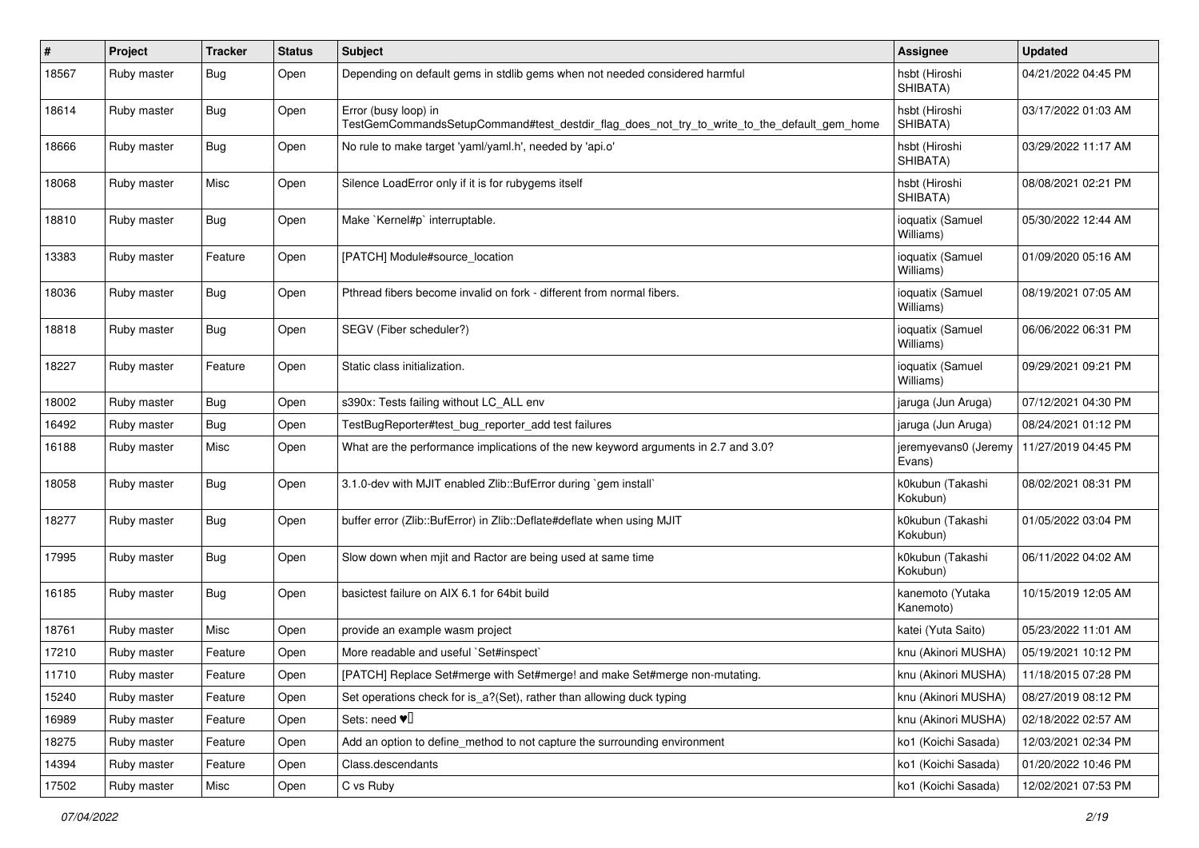| # | Project | Tracker | Status | Subject | Assignee | Updated |
|---|---|---|---|---|---|---|
| 18567 | Ruby master | Bug | Open | Depending on default gems in stdlib gems when not needed considered harmful | hsbt (Hiroshi SHIBATA) | 04/21/2022 04:45 PM |
| 18614 | Ruby master | Bug | Open | Error (busy loop) in TestGemCommandsSetupCommand#test_destdir_flag_does_not_try_to_write_to_the_default_gem_home | hsbt (Hiroshi SHIBATA) | 03/17/2022 01:03 AM |
| 18666 | Ruby master | Bug | Open | No rule to make target 'yaml/yaml.h', needed by 'api.o' | hsbt (Hiroshi SHIBATA) | 03/29/2022 11:17 AM |
| 18068 | Ruby master | Misc | Open | Silence LoadError only if it is for rubygems itself | hsbt (Hiroshi SHIBATA) | 08/08/2021 02:21 PM |
| 18810 | Ruby master | Bug | Open | Make `Kernel#p` interruptable. | ioquatix (Samuel Williams) | 05/30/2022 12:44 AM |
| 13383 | Ruby master | Feature | Open | [PATCH] Module#source_location | ioquatix (Samuel Williams) | 01/09/2020 05:16 AM |
| 18036 | Ruby master | Bug | Open | Pthread fibers become invalid on fork - different from normal fibers. | ioquatix (Samuel Williams) | 08/19/2021 07:05 AM |
| 18818 | Ruby master | Bug | Open | SEGV (Fiber scheduler?) | ioquatix (Samuel Williams) | 06/06/2022 06:31 PM |
| 18227 | Ruby master | Feature | Open | Static class initialization. | ioquatix (Samuel Williams) | 09/29/2021 09:21 PM |
| 18002 | Ruby master | Bug | Open | s390x: Tests failing without LC_ALL env | jaruga (Jun Aruga) | 07/12/2021 04:30 PM |
| 16492 | Ruby master | Bug | Open | TestBugReporter#test_bug_reporter_add test failures | jaruga (Jun Aruga) | 08/24/2021 01:12 PM |
| 16188 | Ruby master | Misc | Open | What are the performance implications of the new keyword arguments in 2.7 and 3.0? | jeremyevans0 (Jeremy Evans) | 11/27/2019 04:45 PM |
| 18058 | Ruby master | Bug | Open | 3.1.0-dev with MJIT enabled Zlib::BufError during `gem install` | k0kubun (Takashi Kokubun) | 08/02/2021 08:31 PM |
| 18277 | Ruby master | Bug | Open | buffer error (Zlib::BufError) in Zlib::Deflate#deflate when using MJIT | k0kubun (Takashi Kokubun) | 01/05/2022 03:04 PM |
| 17995 | Ruby master | Bug | Open | Slow down when mjit and Ractor are being used at same time | k0kubun (Takashi Kokubun) | 06/11/2022 04:02 AM |
| 16185 | Ruby master | Bug | Open | basictest failure on AIX 6.1 for 64bit build | kanemoto (Yutaka Kanemoto) | 10/15/2019 12:05 AM |
| 18761 | Ruby master | Misc | Open | provide an example wasm project | katei (Yuta Saito) | 05/23/2022 11:01 AM |
| 17210 | Ruby master | Feature | Open | More readable and useful `Set#inspect` | knu (Akinori MUSHA) | 05/19/2021 10:12 PM |
| 11710 | Ruby master | Feature | Open | [PATCH] Replace Set#merge with Set#merge! and make Set#merge non-mutating. | knu (Akinori MUSHA) | 11/18/2015 07:28 PM |
| 15240 | Ruby master | Feature | Open | Set operations check for is_a?(Set), rather than allowing duck typing | knu (Akinori MUSHA) | 08/27/2019 08:12 PM |
| 16989 | Ruby master | Feature | Open | Sets: need ♥️ | knu (Akinori MUSHA) | 02/18/2022 02:57 AM |
| 18275 | Ruby master | Feature | Open | Add an option to define_method to not capture the surrounding environment | ko1 (Koichi Sasada) | 12/03/2021 02:34 PM |
| 14394 | Ruby master | Feature | Open | Class.descendants | ko1 (Koichi Sasada) | 01/20/2022 10:46 PM |
| 17502 | Ruby master | Misc | Open | C vs Ruby | ko1 (Koichi Sasada) | 12/02/2021 07:53 PM |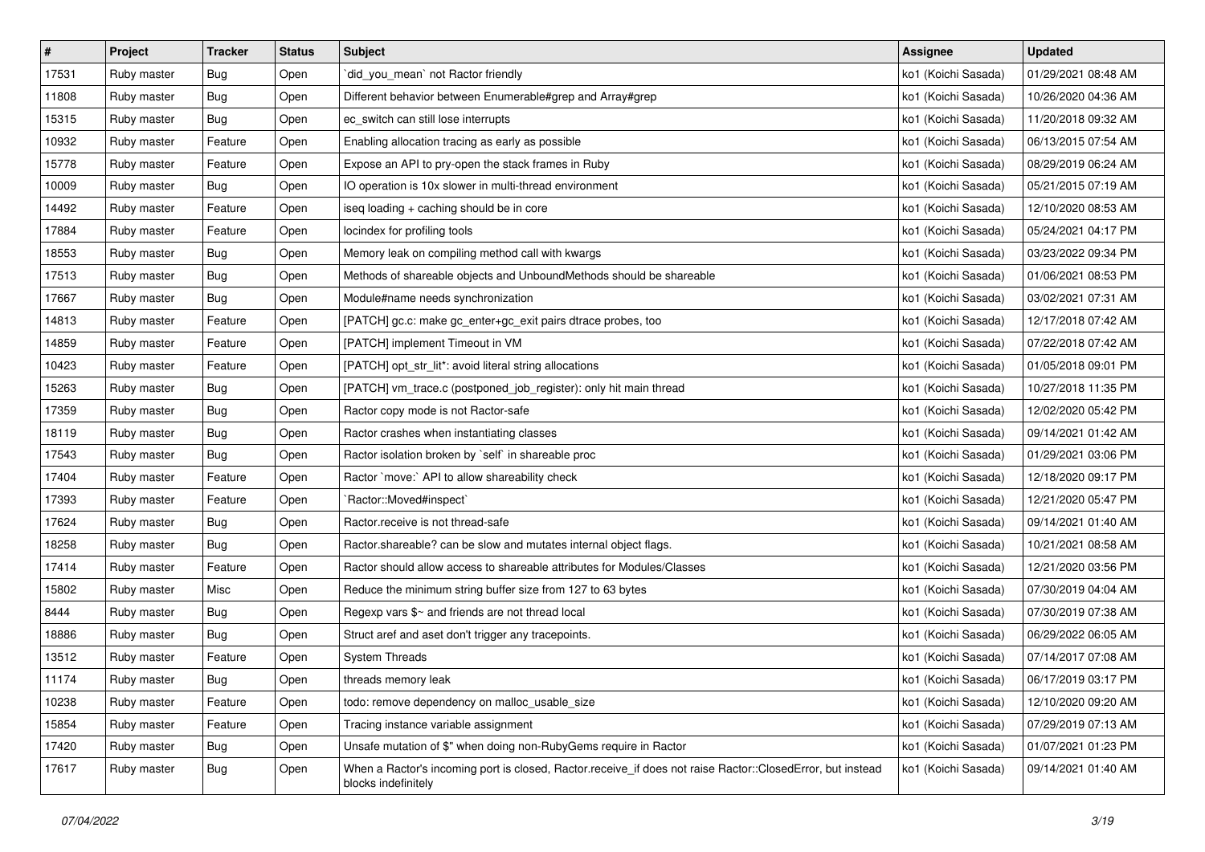| # | Project | Tracker | Status | Subject | Assignee | Updated |
|---|---|---|---|---|---|---|
| 17531 | Ruby master | Bug | Open | `did_you_mean` not Ractor friendly | ko1 (Koichi Sasada) | 01/29/2021 08:48 AM |
| 11808 | Ruby master | Bug | Open | Different behavior between Enumerable#grep and Array#grep | ko1 (Koichi Sasada) | 10/26/2020 04:36 AM |
| 15315 | Ruby master | Bug | Open | ec_switch can still lose interrupts | ko1 (Koichi Sasada) | 11/20/2018 09:32 AM |
| 10932 | Ruby master | Feature | Open | Enabling allocation tracing as early as possible | ko1 (Koichi Sasada) | 06/13/2015 07:54 AM |
| 15778 | Ruby master | Feature | Open | Expose an API to pry-open the stack frames in Ruby | ko1 (Koichi Sasada) | 08/29/2019 06:24 AM |
| 10009 | Ruby master | Bug | Open | IO operation is 10x slower in multi-thread environment | ko1 (Koichi Sasada) | 05/21/2015 07:19 AM |
| 14492 | Ruby master | Feature | Open | iseq loading + caching should be in core | ko1 (Koichi Sasada) | 12/10/2020 08:53 AM |
| 17884 | Ruby master | Feature | Open | locindex for profiling tools | ko1 (Koichi Sasada) | 05/24/2021 04:17 PM |
| 18553 | Ruby master | Bug | Open | Memory leak on compiling method call with kwargs | ko1 (Koichi Sasada) | 03/23/2022 09:34 PM |
| 17513 | Ruby master | Bug | Open | Methods of shareable objects and UnboundMethods should be shareable | ko1 (Koichi Sasada) | 01/06/2021 08:53 PM |
| 17667 | Ruby master | Bug | Open | Module#name needs synchronization | ko1 (Koichi Sasada) | 03/02/2021 07:31 AM |
| 14813 | Ruby master | Feature | Open | [PATCH] gc.c: make gc_enter+gc_exit pairs dtrace probes, too | ko1 (Koichi Sasada) | 12/17/2018 07:42 AM |
| 14859 | Ruby master | Feature | Open | [PATCH] implement Timeout in VM | ko1 (Koichi Sasada) | 07/22/2018 07:42 AM |
| 10423 | Ruby master | Feature | Open | [PATCH] opt_str_lit*: avoid literal string allocations | ko1 (Koichi Sasada) | 01/05/2018 09:01 PM |
| 15263 | Ruby master | Bug | Open | [PATCH] vm_trace.c (postponed_job_register): only hit main thread | ko1 (Koichi Sasada) | 10/27/2018 11:35 PM |
| 17359 | Ruby master | Bug | Open | Ractor copy mode is not Ractor-safe | ko1 (Koichi Sasada) | 12/02/2020 05:42 PM |
| 18119 | Ruby master | Bug | Open | Ractor crashes when instantiating classes | ko1 (Koichi Sasada) | 09/14/2021 01:42 AM |
| 17543 | Ruby master | Bug | Open | Ractor isolation broken by `self` in shareable proc | ko1 (Koichi Sasada) | 01/29/2021 03:06 PM |
| 17404 | Ruby master | Feature | Open | Ractor `move:` API to allow shareability check | ko1 (Koichi Sasada) | 12/18/2020 09:17 PM |
| 17393 | Ruby master | Feature | Open | `Ractor::Moved#inspect` | ko1 (Koichi Sasada) | 12/21/2020 05:47 PM |
| 17624 | Ruby master | Bug | Open | Ractor.receive is not thread-safe | ko1 (Koichi Sasada) | 09/14/2021 01:40 AM |
| 18258 | Ruby master | Bug | Open | Ractor.shareable? can be slow and mutates internal object flags. | ko1 (Koichi Sasada) | 10/21/2021 08:58 AM |
| 17414 | Ruby master | Feature | Open | Ractor should allow access to shareable attributes for Modules/Classes | ko1 (Koichi Sasada) | 12/21/2020 03:56 PM |
| 15802 | Ruby master | Misc | Open | Reduce the minimum string buffer size from 127 to 63 bytes | ko1 (Koichi Sasada) | 07/30/2019 04:04 AM |
| 8444 | Ruby master | Bug | Open | Regexp vars $~ and friends are not thread local | ko1 (Koichi Sasada) | 07/30/2019 07:38 AM |
| 18886 | Ruby master | Bug | Open | Struct aref and aset don't trigger any tracepoints. | ko1 (Koichi Sasada) | 06/29/2022 06:05 AM |
| 13512 | Ruby master | Feature | Open | System Threads | ko1 (Koichi Sasada) | 07/14/2017 07:08 AM |
| 11174 | Ruby master | Bug | Open | threads memory leak | ko1 (Koichi Sasada) | 06/17/2019 03:17 PM |
| 10238 | Ruby master | Feature | Open | todo: remove dependency on malloc_usable_size | ko1 (Koichi Sasada) | 12/10/2020 09:20 AM |
| 15854 | Ruby master | Feature | Open | Tracing instance variable assignment | ko1 (Koichi Sasada) | 07/29/2019 07:13 AM |
| 17420 | Ruby master | Bug | Open | Unsafe mutation of $" when doing non-RubyGems require in Ractor | ko1 (Koichi Sasada) | 01/07/2021 01:23 PM |
| 17617 | Ruby master | Bug | Open | When a Ractor's incoming port is closed, Ractor.receive_if does not raise Ractor::ClosedError, but instead blocks indefinitely | ko1 (Koichi Sasada) | 09/14/2021 01:40 AM |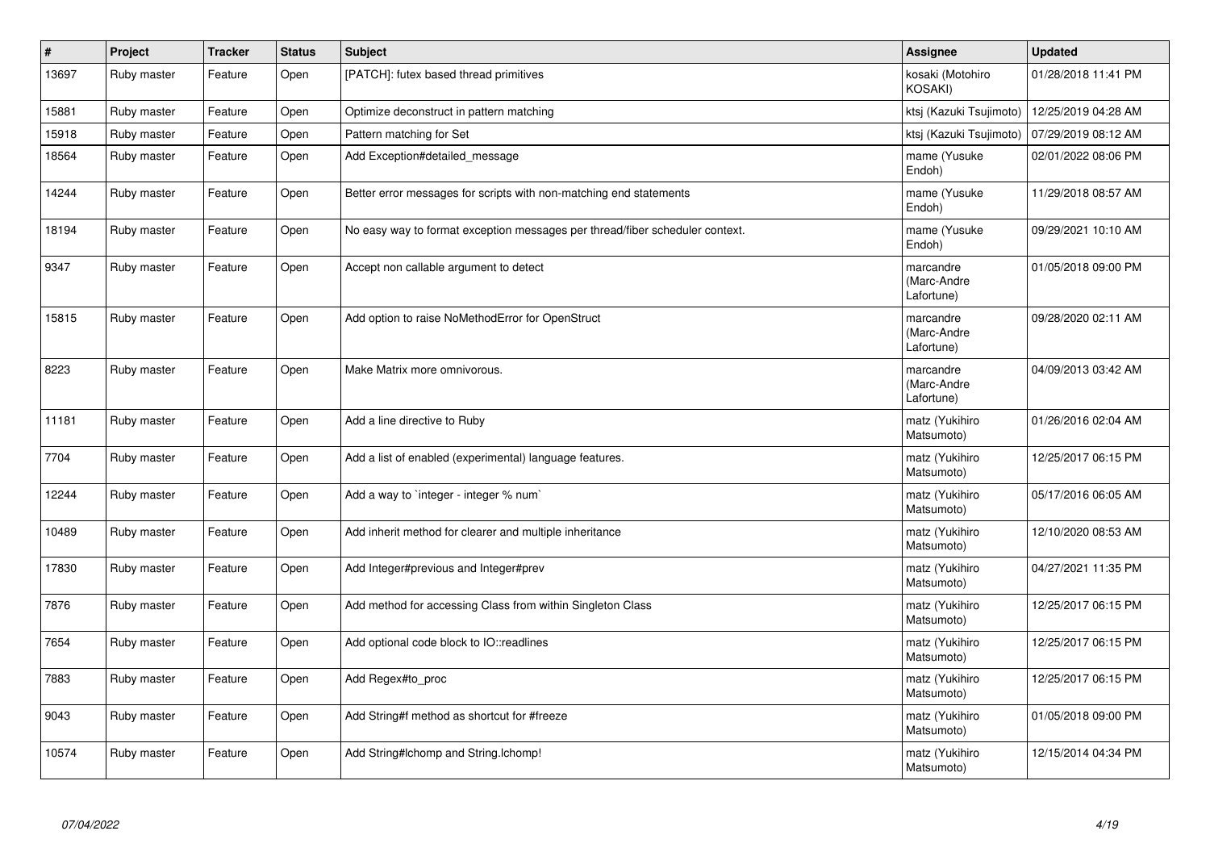| # | Project | Tracker | Status | Subject | Assignee | Updated |
|---|---|---|---|---|---|---|
| 13697 | Ruby master | Feature | Open | [PATCH]: futex based thread primitives | kosaki (Motohiro KOSAKI) | 01/28/2018 11:41 PM |
| 15881 | Ruby master | Feature | Open | Optimize deconstruct in pattern matching | ktsj (Kazuki Tsujimoto) | 12/25/2019 04:28 AM |
| 15918 | Ruby master | Feature | Open | Pattern matching for Set | ktsj (Kazuki Tsujimoto) | 07/29/2019 08:12 AM |
| 18564 | Ruby master | Feature | Open | Add Exception#detailed_message | mame (Yusuke Endoh) | 02/01/2022 08:06 PM |
| 14244 | Ruby master | Feature | Open | Better error messages for scripts with non-matching end statements | mame (Yusuke Endoh) | 11/29/2018 08:57 AM |
| 18194 | Ruby master | Feature | Open | No easy way to format exception messages per thread/fiber scheduler context. | mame (Yusuke Endoh) | 09/29/2021 10:10 AM |
| 9347 | Ruby master | Feature | Open | Accept non callable argument to detect | marcandre (Marc-Andre Lafortune) | 01/05/2018 09:00 PM |
| 15815 | Ruby master | Feature | Open | Add option to raise NoMethodError for OpenStruct | marcandre (Marc-Andre Lafortune) | 09/28/2020 02:11 AM |
| 8223 | Ruby master | Feature | Open | Make Matrix more omnivorous. | marcandre (Marc-Andre Lafortune) | 04/09/2013 03:42 AM |
| 11181 | Ruby master | Feature | Open | Add a line directive to Ruby | matz (Yukihiro Matsumoto) | 01/26/2016 02:04 AM |
| 7704 | Ruby master | Feature | Open | Add a list of enabled (experimental) language features. | matz (Yukihiro Matsumoto) | 12/25/2017 06:15 PM |
| 12244 | Ruby master | Feature | Open | Add a way to `integer - integer % num` | matz (Yukihiro Matsumoto) | 05/17/2016 06:05 AM |
| 10489 | Ruby master | Feature | Open | Add inherit method for clearer and multiple inheritance | matz (Yukihiro Matsumoto) | 12/10/2020 08:53 AM |
| 17830 | Ruby master | Feature | Open | Add Integer#previous and Integer#prev | matz (Yukihiro Matsumoto) | 04/27/2021 11:35 PM |
| 7876 | Ruby master | Feature | Open | Add method for accessing Class from within Singleton Class | matz (Yukihiro Matsumoto) | 12/25/2017 06:15 PM |
| 7654 | Ruby master | Feature | Open | Add optional code block to IO::readlines | matz (Yukihiro Matsumoto) | 12/25/2017 06:15 PM |
| 7883 | Ruby master | Feature | Open | Add Regex#to_proc | matz (Yukihiro Matsumoto) | 12/25/2017 06:15 PM |
| 9043 | Ruby master | Feature | Open | Add String#f method as shortcut for #freeze | matz (Yukihiro Matsumoto) | 01/05/2018 09:00 PM |
| 10574 | Ruby master | Feature | Open | Add String#lchomp and String.lchomp! | matz (Yukihiro Matsumoto) | 12/15/2014 04:34 PM |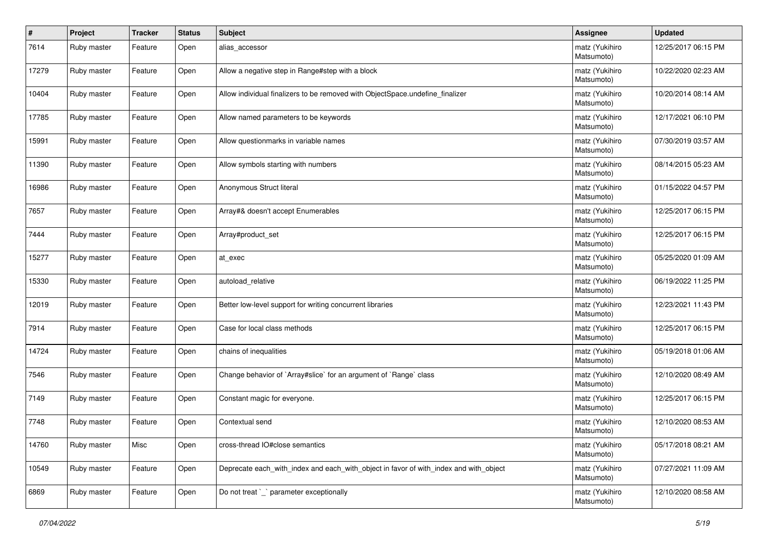| # | Project | Tracker | Status | Subject | Assignee | Updated |
|---|---|---|---|---|---|---|
| 7614 | Ruby master | Feature | Open | alias_accessor | matz (Yukihiro Matsumoto) | 12/25/2017 06:15 PM |
| 17279 | Ruby master | Feature | Open | Allow a negative step in Range#step with a block | matz (Yukihiro Matsumoto) | 10/22/2020 02:23 AM |
| 10404 | Ruby master | Feature | Open | Allow individual finalizers to be removed with ObjectSpace.undefine_finalizer | matz (Yukihiro Matsumoto) | 10/20/2014 08:14 AM |
| 17785 | Ruby master | Feature | Open | Allow named parameters to be keywords | matz (Yukihiro Matsumoto) | 12/17/2021 06:10 PM |
| 15991 | Ruby master | Feature | Open | Allow questionmarks in variable names | matz (Yukihiro Matsumoto) | 07/30/2019 03:57 AM |
| 11390 | Ruby master | Feature | Open | Allow symbols starting with numbers | matz (Yukihiro Matsumoto) | 08/14/2015 05:23 AM |
| 16986 | Ruby master | Feature | Open | Anonymous Struct literal | matz (Yukihiro Matsumoto) | 01/15/2022 04:57 PM |
| 7657 | Ruby master | Feature | Open | Array#& doesn't accept Enumerables | matz (Yukihiro Matsumoto) | 12/25/2017 06:15 PM |
| 7444 | Ruby master | Feature | Open | Array#product_set | matz (Yukihiro Matsumoto) | 12/25/2017 06:15 PM |
| 15277 | Ruby master | Feature | Open | at_exec | matz (Yukihiro Matsumoto) | 05/25/2020 01:09 AM |
| 15330 | Ruby master | Feature | Open | autoload_relative | matz (Yukihiro Matsumoto) | 06/19/2022 11:25 PM |
| 12019 | Ruby master | Feature | Open | Better low-level support for writing concurrent libraries | matz (Yukihiro Matsumoto) | 12/23/2021 11:43 PM |
| 7914 | Ruby master | Feature | Open | Case for local class methods | matz (Yukihiro Matsumoto) | 12/25/2017 06:15 PM |
| 14724 | Ruby master | Feature | Open | chains of inequalities | matz (Yukihiro Matsumoto) | 05/19/2018 01:06 AM |
| 7546 | Ruby master | Feature | Open | Change behavior of `Array#slice` for an argument of `Range` class | matz (Yukihiro Matsumoto) | 12/10/2020 08:49 AM |
| 7149 | Ruby master | Feature | Open | Constant magic for everyone. | matz (Yukihiro Matsumoto) | 12/25/2017 06:15 PM |
| 7748 | Ruby master | Feature | Open | Contextual send | matz (Yukihiro Matsumoto) | 12/10/2020 08:53 AM |
| 14760 | Ruby master | Misc | Open | cross-thread IO#close semantics | matz (Yukihiro Matsumoto) | 05/17/2018 08:21 AM |
| 10549 | Ruby master | Feature | Open | Deprecate each_with_index and each_with_object in favor of with_index and with_object | matz (Yukihiro Matsumoto) | 07/27/2021 11:09 AM |
| 6869 | Ruby master | Feature | Open | Do not treat `_` parameter exceptionally | matz (Yukihiro Matsumoto) | 12/10/2020 08:58 AM |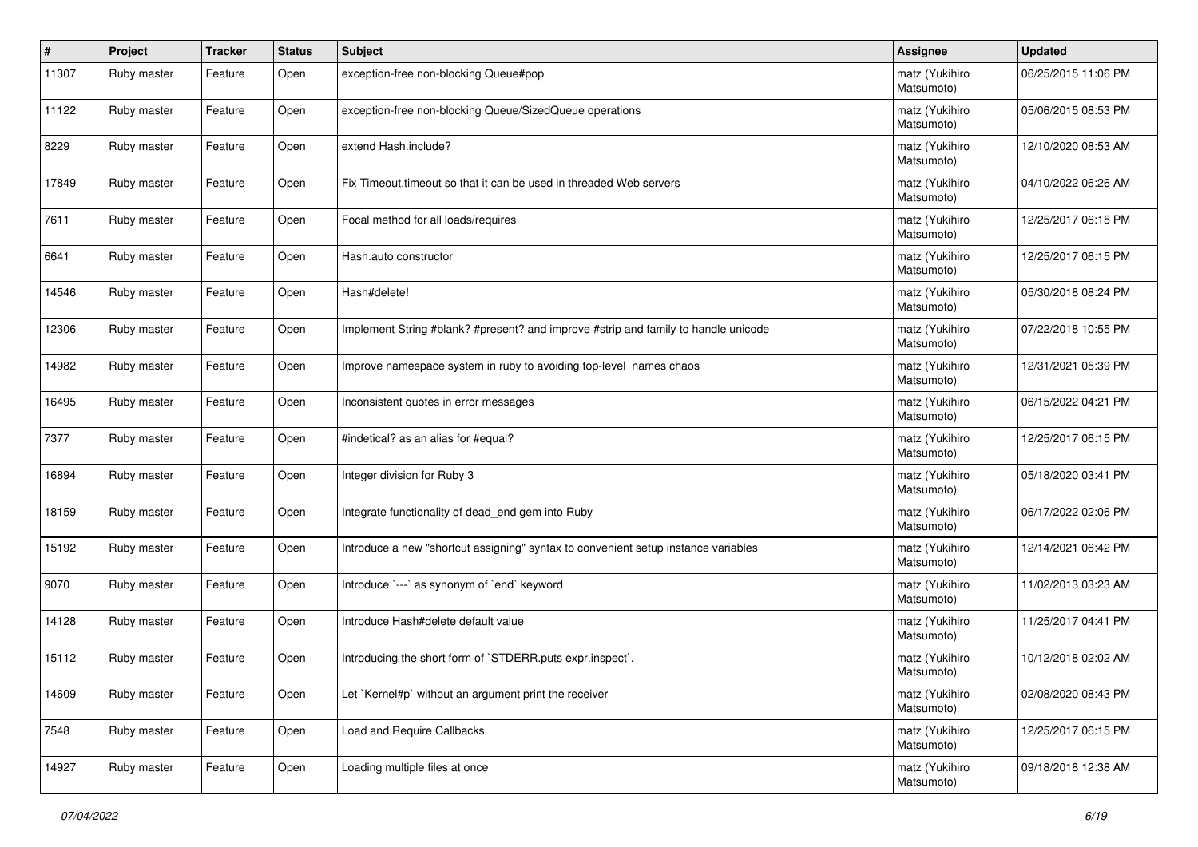| # | Project | Tracker | Status | Subject | Assignee | Updated |
|---|---|---|---|---|---|---|
| 11307 | Ruby master | Feature | Open | exception-free non-blocking Queue#pop | matz (Yukihiro Matsumoto) | 06/25/2015 11:06 PM |
| 11122 | Ruby master | Feature | Open | exception-free non-blocking Queue/SizedQueue operations | matz (Yukihiro Matsumoto) | 05/06/2015 08:53 PM |
| 8229 | Ruby master | Feature | Open | extend Hash.include? | matz (Yukihiro Matsumoto) | 12/10/2020 08:53 AM |
| 17849 | Ruby master | Feature | Open | Fix Timeout.timeout so that it can be used in threaded Web servers | matz (Yukihiro Matsumoto) | 04/10/2022 06:26 AM |
| 7611 | Ruby master | Feature | Open | Focal method for all loads/requires | matz (Yukihiro Matsumoto) | 12/25/2017 06:15 PM |
| 6641 | Ruby master | Feature | Open | Hash.auto constructor | matz (Yukihiro Matsumoto) | 12/25/2017 06:15 PM |
| 14546 | Ruby master | Feature | Open | Hash#delete! | matz (Yukihiro Matsumoto) | 05/30/2018 08:24 PM |
| 12306 | Ruby master | Feature | Open | Implement String #blank? #present? and improve #strip and family to handle unicode | matz (Yukihiro Matsumoto) | 07/22/2018 10:55 PM |
| 14982 | Ruby master | Feature | Open | Improve namespace system in ruby to avoiding top-level names chaos | matz (Yukihiro Matsumoto) | 12/31/2021 05:39 PM |
| 16495 | Ruby master | Feature | Open | Inconsistent quotes in error messages | matz (Yukihiro Matsumoto) | 06/15/2022 04:21 PM |
| 7377 | Ruby master | Feature | Open | #indetical? as an alias for #equal? | matz (Yukihiro Matsumoto) | 12/25/2017 06:15 PM |
| 16894 | Ruby master | Feature | Open | Integer division for Ruby 3 | matz (Yukihiro Matsumoto) | 05/18/2020 03:41 PM |
| 18159 | Ruby master | Feature | Open | Integrate functionality of dead_end gem into Ruby | matz (Yukihiro Matsumoto) | 06/17/2022 02:06 PM |
| 15192 | Ruby master | Feature | Open | Introduce a new "shortcut assigning" syntax to convenient setup instance variables | matz (Yukihiro Matsumoto) | 12/14/2021 06:42 PM |
| 9070 | Ruby master | Feature | Open | Introduce `---` as synonym of `end` keyword | matz (Yukihiro Matsumoto) | 11/02/2013 03:23 AM |
| 14128 | Ruby master | Feature | Open | Introduce Hash#delete default value | matz (Yukihiro Matsumoto) | 11/25/2017 04:41 PM |
| 15112 | Ruby master | Feature | Open | Introducing the short form of `STDERR.puts expr.inspect`. | matz (Yukihiro Matsumoto) | 10/12/2018 02:02 AM |
| 14609 | Ruby master | Feature | Open | Let `Kernel#p` without an argument print the receiver | matz (Yukihiro Matsumoto) | 02/08/2020 08:43 PM |
| 7548 | Ruby master | Feature | Open | Load and Require Callbacks | matz (Yukihiro Matsumoto) | 12/25/2017 06:15 PM |
| 14927 | Ruby master | Feature | Open | Loading multiple files at once | matz (Yukihiro Matsumoto) | 09/18/2018 12:38 AM |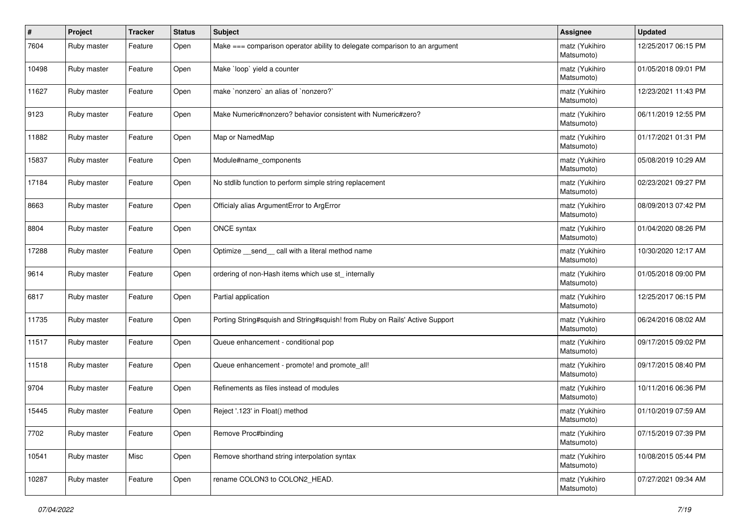| # | Project | Tracker | Status | Subject | Assignee | Updated |
|---|---|---|---|---|---|---|
| 7604 | Ruby master | Feature | Open | Make === comparison operator ability to delegate comparison to an argument | matz (Yukihiro Matsumoto) | 12/25/2017 06:15 PM |
| 10498 | Ruby master | Feature | Open | Make `loop` yield a counter | matz (Yukihiro Matsumoto) | 01/05/2018 09:01 PM |
| 11627 | Ruby master | Feature | Open | make `nonzero` an alias of `nonzero?` | matz (Yukihiro Matsumoto) | 12/23/2021 11:43 PM |
| 9123 | Ruby master | Feature | Open | Make Numeric#nonzero? behavior consistent with Numeric#zero? | matz (Yukihiro Matsumoto) | 06/11/2019 12:55 PM |
| 11882 | Ruby master | Feature | Open | Map or NamedMap | matz (Yukihiro Matsumoto) | 01/17/2021 01:31 PM |
| 15837 | Ruby master | Feature | Open | Module#name_components | matz (Yukihiro Matsumoto) | 05/08/2019 10:29 AM |
| 17184 | Ruby master | Feature | Open | No stdlib function to perform simple string replacement | matz (Yukihiro Matsumoto) | 02/23/2021 09:27 PM |
| 8663 | Ruby master | Feature | Open | Officialy alias ArgumentError to ArgError | matz (Yukihiro Matsumoto) | 08/09/2013 07:42 PM |
| 8804 | Ruby master | Feature | Open | ONCE syntax | matz (Yukihiro Matsumoto) | 01/04/2020 08:26 PM |
| 17288 | Ruby master | Feature | Open | Optimize __send__ call with a literal method name | matz (Yukihiro Matsumoto) | 10/30/2020 12:17 AM |
| 9614 | Ruby master | Feature | Open | ordering of non-Hash items which use st_ internally | matz (Yukihiro Matsumoto) | 01/05/2018 09:00 PM |
| 6817 | Ruby master | Feature | Open | Partial application | matz (Yukihiro Matsumoto) | 12/25/2017 06:15 PM |
| 11735 | Ruby master | Feature | Open | Porting String#squish and String#squish! from Ruby on Rails' Active Support | matz (Yukihiro Matsumoto) | 06/24/2016 08:02 AM |
| 11517 | Ruby master | Feature | Open | Queue enhancement - conditional pop | matz (Yukihiro Matsumoto) | 09/17/2015 09:02 PM |
| 11518 | Ruby master | Feature | Open | Queue enhancement - promote! and promote_all! | matz (Yukihiro Matsumoto) | 09/17/2015 08:40 PM |
| 9704 | Ruby master | Feature | Open | Refinements as files instead of modules | matz (Yukihiro Matsumoto) | 10/11/2016 06:36 PM |
| 15445 | Ruby master | Feature | Open | Reject '.123' in Float() method | matz (Yukihiro Matsumoto) | 01/10/2019 07:59 AM |
| 7702 | Ruby master | Feature | Open | Remove Proc#binding | matz (Yukihiro Matsumoto) | 07/15/2019 07:39 PM |
| 10541 | Ruby master | Misc | Open | Remove shorthand string interpolation syntax | matz (Yukihiro Matsumoto) | 10/08/2015 05:44 PM |
| 10287 | Ruby master | Feature | Open | rename COLON3 to COLON2_HEAD. | matz (Yukihiro Matsumoto) | 07/27/2021 09:34 AM |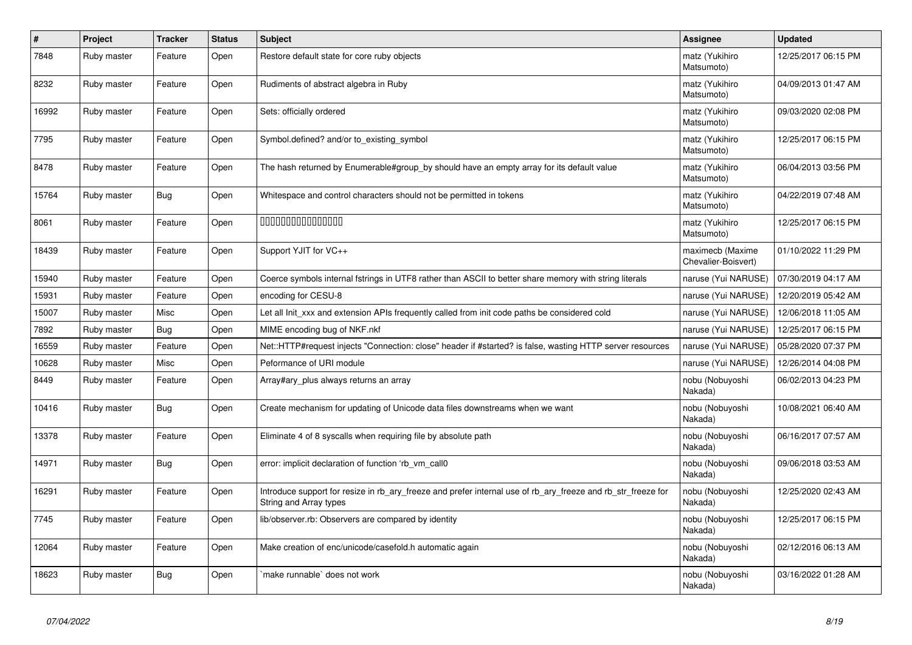| # | Project | Tracker | Status | Subject | Assignee | Updated |
|---|---|---|---|---|---|---|
| 7848 | Ruby master | Feature | Open | Restore default state for core ruby objects | matz (Yukihiro Matsumoto) | 12/25/2017 06:15 PM |
| 8232 | Ruby master | Feature | Open | Rudiments of abstract algebra in Ruby | matz (Yukihiro Matsumoto) | 04/09/2013 01:47 AM |
| 16992 | Ruby master | Feature | Open | Sets: officially ordered | matz (Yukihiro Matsumoto) | 09/03/2020 02:08 PM |
| 7795 | Ruby master | Feature | Open | Symbol.defined? and/or to_existing_symbol | matz (Yukihiro Matsumoto) | 12/25/2017 06:15 PM |
| 8478 | Ruby master | Feature | Open | The hash returned by Enumerable#group_by should have an empty array for its default value | matz (Yukihiro Matsumoto) | 06/04/2013 03:56 PM |
| 15764 | Ruby master | Bug | Open | Whitespace and control characters should not be permitted in tokens | matz (Yukihiro Matsumoto) | 04/22/2019 07:48 AM |
| 8061 | Ruby master | Feature | Open | 0000000000000000 | matz (Yukihiro Matsumoto) | 12/25/2017 06:15 PM |
| 18439 | Ruby master | Feature | Open | Support YJIT for VC++ | maximecb (Maxime Chevalier-Boisvert) | 01/10/2022 11:29 PM |
| 15940 | Ruby master | Feature | Open | Coerce symbols internal fstrings in UTF8 rather than ASCII to better share memory with string literals | naruse (Yui NARUSE) | 07/30/2019 04:17 AM |
| 15931 | Ruby master | Feature | Open | encoding for CESU-8 | naruse (Yui NARUSE) | 12/20/2019 05:42 AM |
| 15007 | Ruby master | Misc | Open | Let all Init_xxx and extension APIs frequently called from init code paths be considered cold | naruse (Yui NARUSE) | 12/06/2018 11:05 AM |
| 7892 | Ruby master | Bug | Open | MIME encoding bug of NKF.nkf | naruse (Yui NARUSE) | 12/25/2017 06:15 PM |
| 16559 | Ruby master | Feature | Open | Net::HTTP#request injects "Connection: close" header if #started? is false, wasting HTTP server resources | naruse (Yui NARUSE) | 05/28/2020 07:37 PM |
| 10628 | Ruby master | Misc | Open | Peformance of URI module | naruse (Yui NARUSE) | 12/26/2014 04:08 PM |
| 8449 | Ruby master | Feature | Open | Array#ary_plus always returns an array | nobu (Nobuyoshi Nakada) | 06/02/2013 04:23 PM |
| 10416 | Ruby master | Bug | Open | Create mechanism for updating of Unicode data files downstreams when we want | nobu (Nobuyoshi Nakada) | 10/08/2021 06:40 AM |
| 13378 | Ruby master | Feature | Open | Eliminate 4 of 8 syscalls when requiring file by absolute path | nobu (Nobuyoshi Nakada) | 06/16/2017 07:57 AM |
| 14971 | Ruby master | Bug | Open | error: implicit declaration of function 'rb_vm_call0 | nobu (Nobuyoshi Nakada) | 09/06/2018 03:53 AM |
| 16291 | Ruby master | Feature | Open | Introduce support for resize in rb_ary_freeze and prefer internal use of rb_ary_freeze and rb_str_freeze for String and Array types | nobu (Nobuyoshi Nakada) | 12/25/2020 02:43 AM |
| 7745 | Ruby master | Feature | Open | lib/observer.rb: Observers are compared by identity | nobu (Nobuyoshi Nakada) | 12/25/2017 06:15 PM |
| 12064 | Ruby master | Feature | Open | Make creation of enc/unicode/casefold.h automatic again | nobu (Nobuyoshi Nakada) | 02/12/2016 06:13 AM |
| 18623 | Ruby master | Bug | Open | `make runnable` does not work | nobu (Nobuyoshi Nakada) | 03/16/2022 01:28 AM |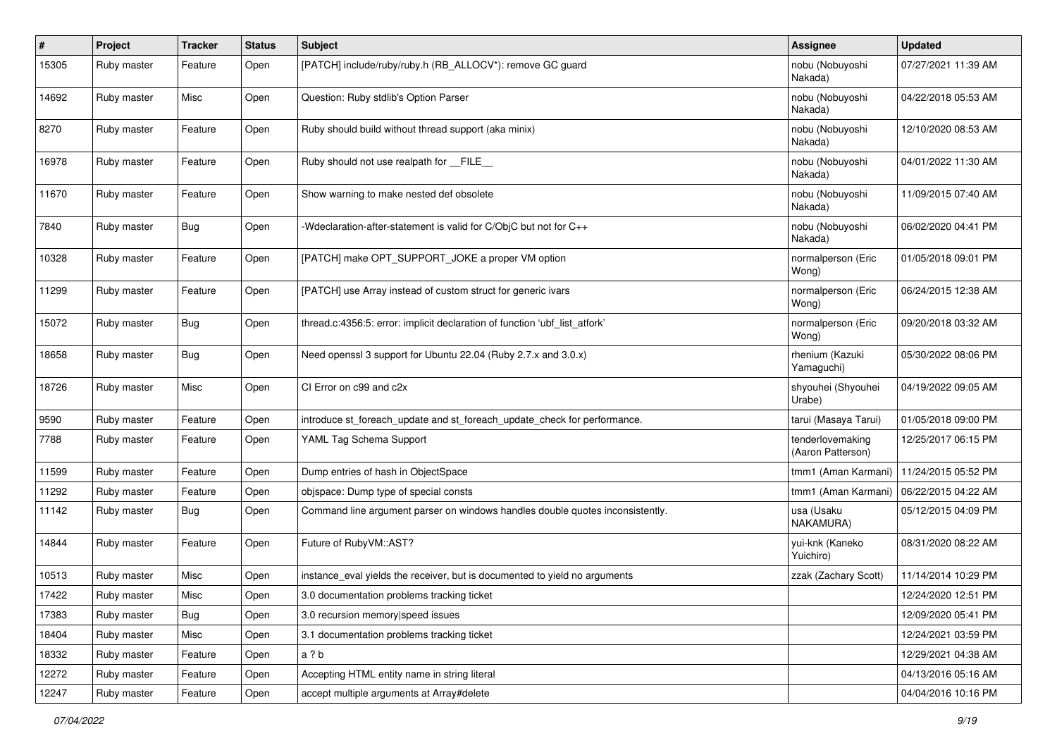| # | Project | Tracker | Status | Subject | Assignee | Updated |
|---|---|---|---|---|---|---|
| 15305 | Ruby master | Feature | Open | [PATCH] include/ruby/ruby.h (RB_ALLOCV*): remove GC guard | nobu (Nobuyoshi Nakada) | 07/27/2021 11:39 AM |
| 14692 | Ruby master | Misc | Open | Question: Ruby stdlib's Option Parser | nobu (Nobuyoshi Nakada) | 04/22/2018 05:53 AM |
| 8270 | Ruby master | Feature | Open | Ruby should build without thread support (aka minix) | nobu (Nobuyoshi Nakada) | 12/10/2020 08:53 AM |
| 16978 | Ruby master | Feature | Open | Ruby should not use realpath for __FILE__ | nobu (Nobuyoshi Nakada) | 04/01/2022 11:30 AM |
| 11670 | Ruby master | Feature | Open | Show warning to make nested def obsolete | nobu (Nobuyoshi Nakada) | 11/09/2015 07:40 AM |
| 7840 | Ruby master | Bug | Open | -Wdeclaration-after-statement is valid for C/ObjC but not for C++ | nobu (Nobuyoshi Nakada) | 06/02/2020 04:41 PM |
| 10328 | Ruby master | Feature | Open | [PATCH] make OPT_SUPPORT_JOKE a proper VM option | normalperson (Eric Wong) | 01/05/2018 09:01 PM |
| 11299 | Ruby master | Feature | Open | [PATCH] use Array instead of custom struct for generic ivars | normalperson (Eric Wong) | 06/24/2015 12:38 AM |
| 15072 | Ruby master | Bug | Open | thread.c:4356:5: error: implicit declaration of function 'ubf_list_atfork' | normalperson (Eric Wong) | 09/20/2018 03:32 AM |
| 18658 | Ruby master | Bug | Open | Need openssl 3 support for Ubuntu 22.04 (Ruby 2.7.x and 3.0.x) | rhenium (Kazuki Yamaguchi) | 05/30/2022 08:06 PM |
| 18726 | Ruby master | Misc | Open | CI Error on c99 and c2x | shyouhei (Shyouhei Urabe) | 04/19/2022 09:05 AM |
| 9590 | Ruby master | Feature | Open | introduce st_foreach_update and st_foreach_update_check for performance. | tarui (Masaya Tarui) | 01/05/2018 09:00 PM |
| 7788 | Ruby master | Feature | Open | YAML Tag Schema Support | tenderlovemaking (Aaron Patterson) | 12/25/2017 06:15 PM |
| 11599 | Ruby master | Feature | Open | Dump entries of hash in ObjectSpace | tmm1 (Aman Karmani) | 11/24/2015 05:52 PM |
| 11292 | Ruby master | Feature | Open | objspace: Dump type of special consts | tmm1 (Aman Karmani) | 06/22/2015 04:22 AM |
| 11142 | Ruby master | Bug | Open | Command line argument parser on windows handles double quotes inconsistently. | usa (Usaku NAKAMURA) | 05/12/2015 04:09 PM |
| 14844 | Ruby master | Feature | Open | Future of RubyVM::AST? | yui-knk (Kaneko Yuichiro) | 08/31/2020 08:22 AM |
| 10513 | Ruby master | Misc | Open | instance_eval yields the receiver, but is documented to yield no arguments | zzak (Zachary Scott) | 11/14/2014 10:29 PM |
| 17422 | Ruby master | Misc | Open | 3.0 documentation problems tracking ticket | | 12/24/2020 12:51 PM |
| 17383 | Ruby master | Bug | Open | 3.0 recursion memory\|speed issues | | 12/09/2020 05:41 PM |
| 18404 | Ruby master | Misc | Open | 3.1 documentation problems tracking ticket | | 12/24/2021 03:59 PM |
| 18332 | Ruby master | Feature | Open | a ? b | | 12/29/2021 04:38 AM |
| 12272 | Ruby master | Feature | Open | Accepting HTML entity name in string literal | | 04/13/2016 05:16 AM |
| 12247 | Ruby master | Feature | Open | accept multiple arguments at Array#delete | | 04/04/2016 10:16 PM |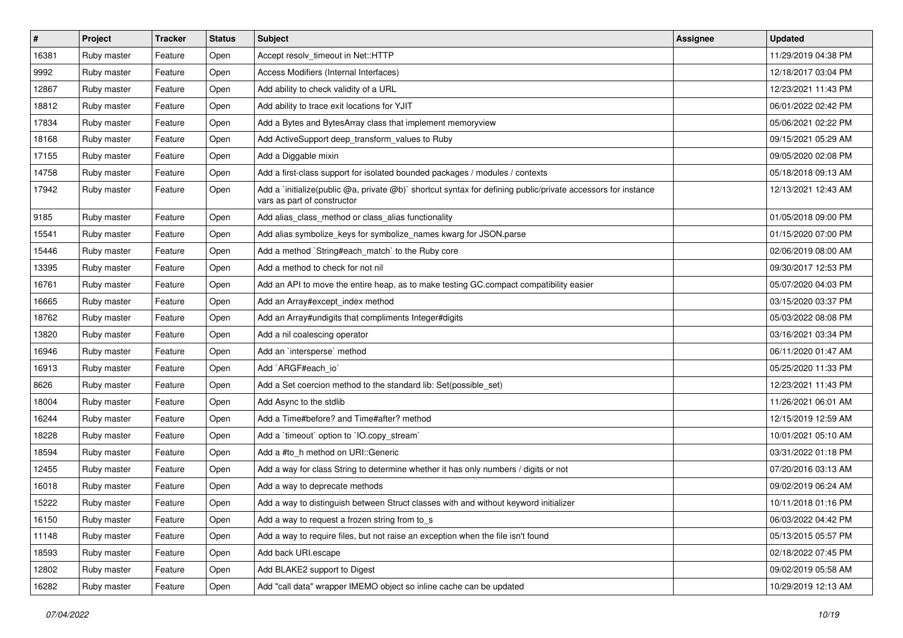| # | Project | Tracker | Status | Subject | Assignee | Updated |
|---|---|---|---|---|---|---|
| 16381 | Ruby master | Feature | Open | Accept resolv_timeout in Net::HTTP | | 11/29/2019 04:38 PM |
| 9992 | Ruby master | Feature | Open | Access Modifiers (Internal Interfaces) | | 12/18/2017 03:04 PM |
| 12867 | Ruby master | Feature | Open | Add ability to check validity of a URL | | 12/23/2021 11:43 PM |
| 18812 | Ruby master | Feature | Open | Add ability to trace exit locations for YJIT | | 06/01/2022 02:42 PM |
| 17834 | Ruby master | Feature | Open | Add a Bytes and BytesArray class that implement memoryview | | 05/06/2021 02:22 PM |
| 18168 | Ruby master | Feature | Open | Add ActiveSupport deep_transform_values to Ruby | | 09/15/2021 05:29 AM |
| 17155 | Ruby master | Feature | Open | Add a Diggable mixin | | 09/05/2020 02:08 PM |
| 14758 | Ruby master | Feature | Open | Add a first-class support for isolated bounded packages / modules / contexts | | 05/18/2018 09:13 AM |
| 17942 | Ruby master | Feature | Open | Add a `initialize(public @a, private @b)` shortcut syntax for defining public/private accessors for instance vars as part of constructor | | 12/13/2021 12:43 AM |
| 9185 | Ruby master | Feature | Open | Add alias_class_method or class_alias functionality | | 01/05/2018 09:00 PM |
| 15541 | Ruby master | Feature | Open | Add alias symbolize_keys for symbolize_names kwarg for JSON.parse | | 01/15/2020 07:00 PM |
| 15446 | Ruby master | Feature | Open | Add a method `String#each_match` to the Ruby core | | 02/06/2019 08:00 AM |
| 13395 | Ruby master | Feature | Open | Add a method to check for not nil | | 09/30/2017 12:53 PM |
| 16761 | Ruby master | Feature | Open | Add an API to move the entire heap, as to make testing GC.compact compatibility easier | | 05/07/2020 04:03 PM |
| 16665 | Ruby master | Feature | Open | Add an Array#except_index method | | 03/15/2020 03:37 PM |
| 18762 | Ruby master | Feature | Open | Add an Array#undigits that compliments Integer#digits | | 05/03/2022 08:08 PM |
| 13820 | Ruby master | Feature | Open | Add a nil coalescing operator | | 03/16/2021 03:34 PM |
| 16946 | Ruby master | Feature | Open | Add an `intersperse` method | | 06/11/2020 01:47 AM |
| 16913 | Ruby master | Feature | Open | Add `ARGF#each_io` | | 05/25/2020 11:33 PM |
| 8626 | Ruby master | Feature | Open | Add a Set coercion method to the standard lib: Set(possible_set) | | 12/23/2021 11:43 PM |
| 18004 | Ruby master | Feature | Open | Add Async to the stdlib | | 11/26/2021 06:01 AM |
| 16244 | Ruby master | Feature | Open | Add a Time#before? and Time#after? method | | 12/15/2019 12:59 AM |
| 18228 | Ruby master | Feature | Open | Add a `timeout` option to `IO.copy_stream` | | 10/01/2021 05:10 AM |
| 18594 | Ruby master | Feature | Open | Add a #to_h method on URI::Generic | | 03/31/2022 01:18 PM |
| 12455 | Ruby master | Feature | Open | Add a way for class String to determine whether it has only numbers / digits or not | | 07/20/2016 03:13 AM |
| 16018 | Ruby master | Feature | Open | Add a way to deprecate methods | | 09/02/2019 06:24 AM |
| 15222 | Ruby master | Feature | Open | Add a way to distinguish between Struct classes with and without keyword initializer | | 10/11/2018 01:16 PM |
| 16150 | Ruby master | Feature | Open | Add a way to request a frozen string from to_s | | 06/03/2022 04:42 PM |
| 11148 | Ruby master | Feature | Open | Add a way to require files, but not raise an exception when the file isn't found | | 05/13/2015 05:57 PM |
| 18593 | Ruby master | Feature | Open | Add back URI.escape | | 02/18/2022 07:45 PM |
| 12802 | Ruby master | Feature | Open | Add BLAKE2 support to Digest | | 09/02/2019 05:58 AM |
| 16282 | Ruby master | Feature | Open | Add "call data" wrapper IMEMO object so inline cache can be updated | | 10/29/2019 12:13 AM |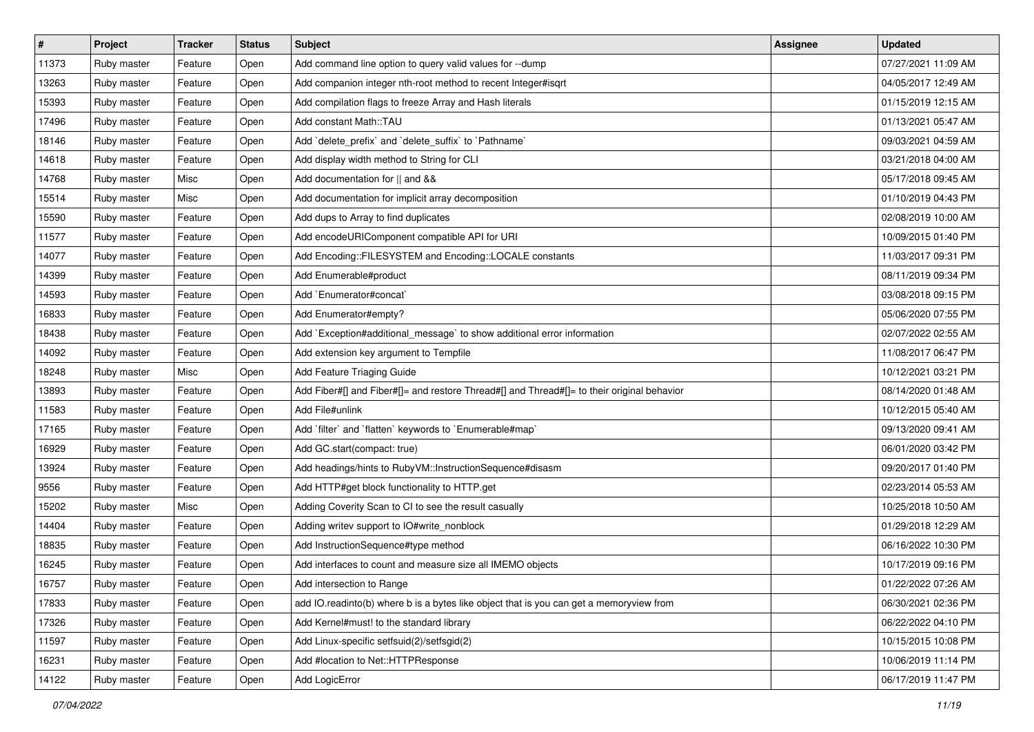| # | Project | Tracker | Status | Subject | Assignee | Updated |
|---|---|---|---|---|---|---|
| 11373 | Ruby master | Feature | Open | Add command line option to query valid values for --dump | | 07/27/2021 11:09 AM |
| 13263 | Ruby master | Feature | Open | Add companion integer nth-root method to recent Integer#isqrt | | 04/05/2017 12:49 AM |
| 15393 | Ruby master | Feature | Open | Add compilation flags to freeze Array and Hash literals | | 01/15/2019 12:15 AM |
| 17496 | Ruby master | Feature | Open | Add constant Math::TAU | | 01/13/2021 05:47 AM |
| 18146 | Ruby master | Feature | Open | Add `delete_prefix` and `delete_suffix` to `Pathname` | | 09/03/2021 04:59 AM |
| 14618 | Ruby master | Feature | Open | Add display width method to String for CLI | | 03/21/2018 04:00 AM |
| 14768 | Ruby master | Misc | Open | Add documentation for \|\| and && | | 05/17/2018 09:45 AM |
| 15514 | Ruby master | Misc | Open | Add documentation for implicit array decomposition | | 01/10/2019 04:43 PM |
| 15590 | Ruby master | Feature | Open | Add dups to Array to find duplicates | | 02/08/2019 10:00 AM |
| 11577 | Ruby master | Feature | Open | Add encodeURIComponent compatible API for URI | | 10/09/2015 01:40 PM |
| 14077 | Ruby master | Feature | Open | Add Encoding::FILESYSTEM and Encoding::LOCALE constants | | 11/03/2017 09:31 PM |
| 14399 | Ruby master | Feature | Open | Add Enumerable#product | | 08/11/2019 09:34 PM |
| 14593 | Ruby master | Feature | Open | Add `Enumerator#concat` | | 03/08/2018 09:15 PM |
| 16833 | Ruby master | Feature | Open | Add Enumerator#empty? | | 05/06/2020 07:55 PM |
| 18438 | Ruby master | Feature | Open | Add `Exception#additional_message` to show additional error information | | 02/07/2022 02:55 AM |
| 14092 | Ruby master | Feature | Open | Add extension key argument to Tempfile | | 11/08/2017 06:47 PM |
| 18248 | Ruby master | Misc | Open | Add Feature Triaging Guide | | 10/12/2021 03:21 PM |
| 13893 | Ruby master | Feature | Open | Add Fiber#[] and Fiber#[]= and restore Thread#[] and Thread#[]= to their original behavior | | 08/14/2020 01:48 AM |
| 11583 | Ruby master | Feature | Open | Add File#unlink | | 10/12/2015 05:40 AM |
| 17165 | Ruby master | Feature | Open | Add `filter` and `flatten` keywords to `Enumerable#map` | | 09/13/2020 09:41 AM |
| 16929 | Ruby master | Feature | Open | Add GC.start(compact: true) | | 06/01/2020 03:42 PM |
| 13924 | Ruby master | Feature | Open | Add headings/hints to RubyVM::InstructionSequence#disasm | | 09/20/2017 01:40 PM |
| 9556 | Ruby master | Feature | Open | Add HTTP#get block functionality to HTTP.get | | 02/23/2014 05:53 AM |
| 15202 | Ruby master | Misc | Open | Adding Coverity Scan to CI to see the result casually | | 10/25/2018 10:50 AM |
| 14404 | Ruby master | Feature | Open | Adding writev support to IO#write_nonblock | | 01/29/2018 12:29 AM |
| 18835 | Ruby master | Feature | Open | Add InstructionSequence#type method | | 06/16/2022 10:30 PM |
| 16245 | Ruby master | Feature | Open | Add interfaces to count and measure size all IMEMO objects | | 10/17/2019 09:16 PM |
| 16757 | Ruby master | Feature | Open | Add intersection to Range | | 01/22/2022 07:26 AM |
| 17833 | Ruby master | Feature | Open | add IO.readinto(b) where b is a bytes like object that is you can get a memoryview from | | 06/30/2021 02:36 PM |
| 17326 | Ruby master | Feature | Open | Add Kernel#must! to the standard library | | 06/22/2022 04:10 PM |
| 11597 | Ruby master | Feature | Open | Add Linux-specific setfsuid(2)/setfsgid(2) | | 10/15/2015 10:08 PM |
| 16231 | Ruby master | Feature | Open | Add #location to Net::HTTPResponse | | 10/06/2019 11:14 PM |
| 14122 | Ruby master | Feature | Open | Add LogicError | | 06/17/2019 11:47 PM |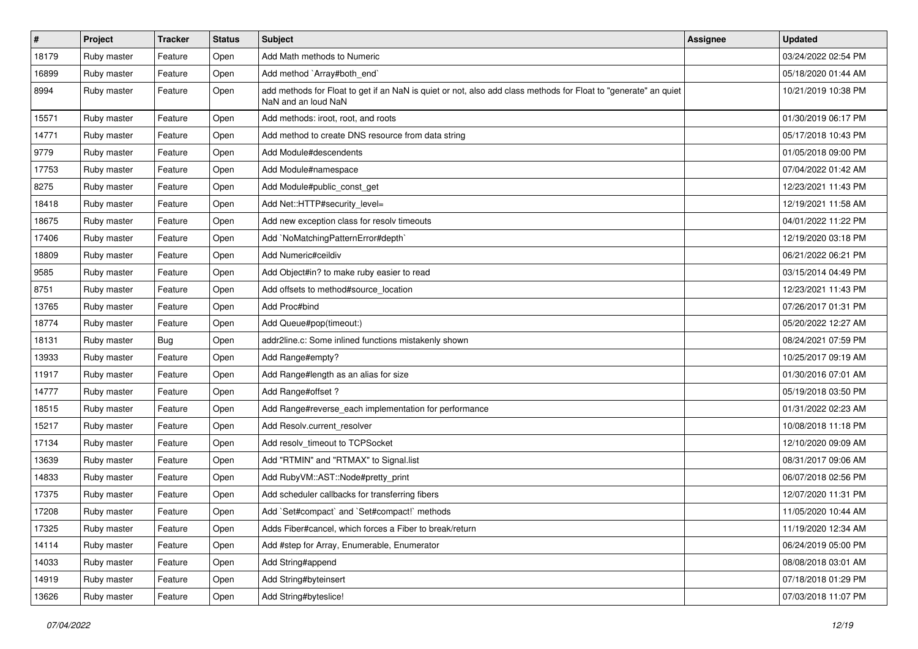| # | Project | Tracker | Status | Subject | Assignee | Updated |
| --- | --- | --- | --- | --- | --- | --- |
| 18179 | Ruby master | Feature | Open | Add Math methods to Numeric | | 03/24/2022 02:54 PM |
| 16899 | Ruby master | Feature | Open | Add method `Array#both_end` | | 05/18/2020 01:44 AM |
| 8994 | Ruby master | Feature | Open | add methods for Float to get if an NaN is quiet or not, also add class methods for Float to "generate" an quiet NaN and an loud NaN | | 10/21/2019 10:38 PM |
| 15571 | Ruby master | Feature | Open | Add methods: iroot, root, and roots | | 01/30/2019 06:17 PM |
| 14771 | Ruby master | Feature | Open | Add method to create DNS resource from data string | | 05/17/2018 10:43 PM |
| 9779 | Ruby master | Feature | Open | Add Module#descendents | | 01/05/2018 09:00 PM |
| 17753 | Ruby master | Feature | Open | Add Module#namespace | | 07/04/2022 01:42 AM |
| 8275 | Ruby master | Feature | Open | Add Module#public_const_get | | 12/23/2021 11:43 PM |
| 18418 | Ruby master | Feature | Open | Add Net::HTTP#security_level= | | 12/19/2021 11:58 AM |
| 18675 | Ruby master | Feature | Open | Add new exception class for resolv timeouts | | 04/01/2022 11:22 PM |
| 17406 | Ruby master | Feature | Open | Add `NoMatchingPatternError#depth` | | 12/19/2020 03:18 PM |
| 18809 | Ruby master | Feature | Open | Add Numeric#ceildiv | | 06/21/2022 06:21 PM |
| 9585 | Ruby master | Feature | Open | Add Object#in? to make ruby easier to read | | 03/15/2014 04:49 PM |
| 8751 | Ruby master | Feature | Open | Add offsets to method#source_location | | 12/23/2021 11:43 PM |
| 13765 | Ruby master | Feature | Open | Add Proc#bind | | 07/26/2017 01:31 PM |
| 18774 | Ruby master | Feature | Open | Add Queue#pop(timeout:) | | 05/20/2022 12:27 AM |
| 18131 | Ruby master | Bug | Open | addr2line.c: Some inlined functions mistakenly shown | | 08/24/2021 07:59 PM |
| 13933 | Ruby master | Feature | Open | Add Range#empty? | | 10/25/2017 09:19 AM |
| 11917 | Ruby master | Feature | Open | Add Range#length as an alias for size | | 01/30/2016 07:01 AM |
| 14777 | Ruby master | Feature | Open | Add Range#offset ? | | 05/19/2018 03:50 PM |
| 18515 | Ruby master | Feature | Open | Add Range#reverse_each implementation for performance | | 01/31/2022 02:23 AM |
| 15217 | Ruby master | Feature | Open | Add Resolv.current_resolver | | 10/08/2018 11:18 PM |
| 17134 | Ruby master | Feature | Open | Add resolv_timeout to TCPSocket | | 12/10/2020 09:09 AM |
| 13639 | Ruby master | Feature | Open | Add "RTMIN" and "RTMAX" to Signal.list | | 08/31/2017 09:06 AM |
| 14833 | Ruby master | Feature | Open | Add RubyVM::AST::Node#pretty_print | | 06/07/2018 02:56 PM |
| 17375 | Ruby master | Feature | Open | Add scheduler callbacks for transferring fibers | | 12/07/2020 11:31 PM |
| 17208 | Ruby master | Feature | Open | Add `Set#compact` and `Set#compact!` methods | | 11/05/2020 10:44 AM |
| 17325 | Ruby master | Feature | Open | Adds Fiber#cancel, which forces a Fiber to break/return | | 11/19/2020 12:34 AM |
| 14114 | Ruby master | Feature | Open | Add #step for Array, Enumerable, Enumerator | | 06/24/2019 05:00 PM |
| 14033 | Ruby master | Feature | Open | Add String#append | | 08/08/2018 03:01 AM |
| 14919 | Ruby master | Feature | Open | Add String#byteinsert | | 07/18/2018 01:29 PM |
| 13626 | Ruby master | Feature | Open | Add String#byteslice! | | 07/03/2018 11:07 PM |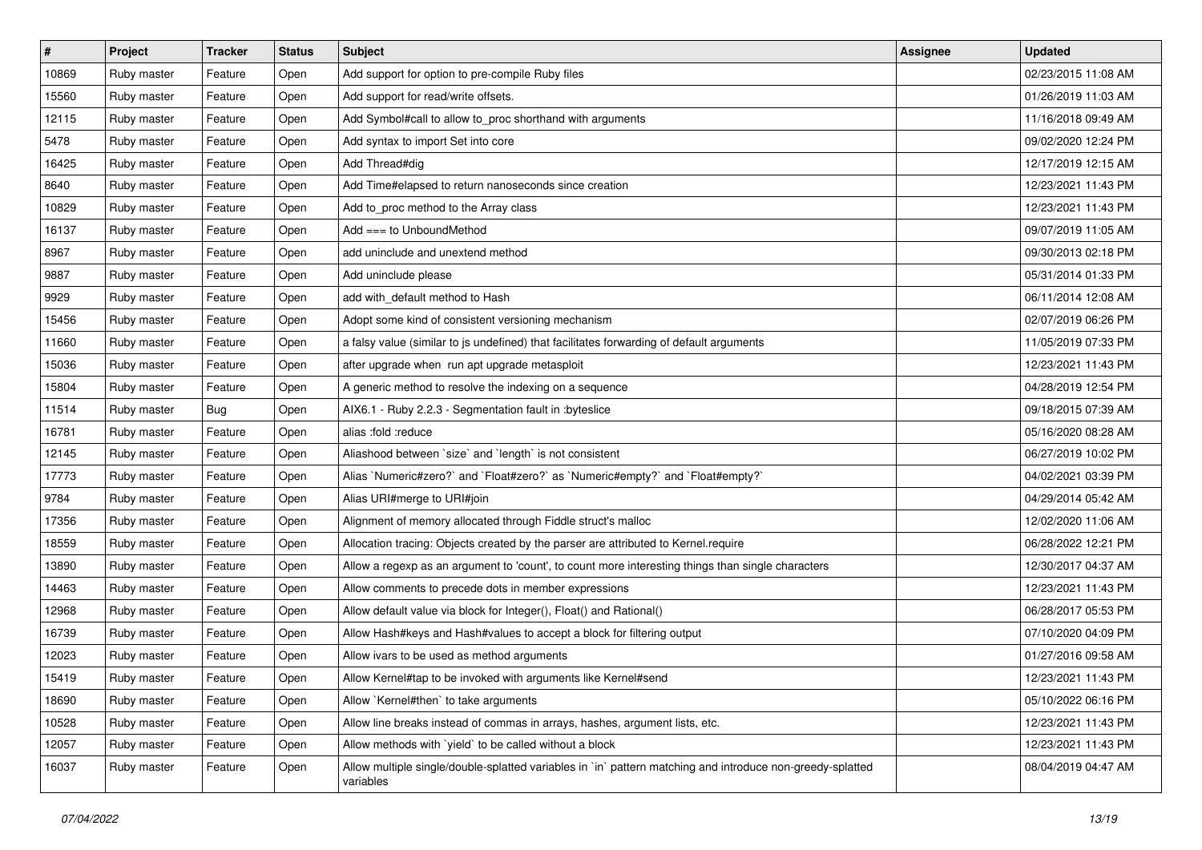| # | Project | Tracker | Status | Subject | Assignee | Updated |
|---|---|---|---|---|---|---|
| 10869 | Ruby master | Feature | Open | Add support for option to pre-compile Ruby files | | 02/23/2015 11:08 AM |
| 15560 | Ruby master | Feature | Open | Add support for read/write offsets. | | 01/26/2019 11:03 AM |
| 12115 | Ruby master | Feature | Open | Add Symbol#call to allow to_proc shorthand with arguments | | 11/16/2018 09:49 AM |
| 5478 | Ruby master | Feature | Open | Add syntax to import Set into core | | 09/02/2020 12:24 PM |
| 16425 | Ruby master | Feature | Open | Add Thread#dig | | 12/17/2019 12:15 AM |
| 8640 | Ruby master | Feature | Open | Add Time#elapsed to return nanoseconds since creation | | 12/23/2021 11:43 PM |
| 10829 | Ruby master | Feature | Open | Add to_proc method to the Array class | | 12/23/2021 11:43 PM |
| 16137 | Ruby master | Feature | Open | Add === to UnboundMethod | | 09/07/2019 11:05 AM |
| 8967 | Ruby master | Feature | Open | add uninclude and unextend method | | 09/30/2013 02:18 PM |
| 9887 | Ruby master | Feature | Open | Add uninclude please | | 05/31/2014 01:33 PM |
| 9929 | Ruby master | Feature | Open | add with_default method to Hash | | 06/11/2014 12:08 AM |
| 15456 | Ruby master | Feature | Open | Adopt some kind of consistent versioning mechanism | | 02/07/2019 06:26 PM |
| 11660 | Ruby master | Feature | Open | a falsy value (similar to js undefined) that facilitates forwarding of default arguments | | 11/05/2019 07:33 PM |
| 15036 | Ruby master | Feature | Open | after upgrade when run apt upgrade metasploit | | 12/23/2021 11:43 PM |
| 15804 | Ruby master | Feature | Open | A generic method to resolve the indexing on a sequence | | 04/28/2019 12:54 PM |
| 11514 | Ruby master | Bug | Open | AIX6.1 - Ruby 2.2.3 - Segmentation fault in :byteslice | | 09/18/2015 07:39 AM |
| 16781 | Ruby master | Feature | Open | alias :fold :reduce | | 05/16/2020 08:28 AM |
| 12145 | Ruby master | Feature | Open | Aliashood between `size` and `length` is not consistent | | 06/27/2019 10:02 PM |
| 17773 | Ruby master | Feature | Open | Alias `Numeric#zero?` and `Float#zero?` as `Numeric#empty?` and `Float#empty?` | | 04/02/2021 03:39 PM |
| 9784 | Ruby master | Feature | Open | Alias URI#merge to URI#join | | 04/29/2014 05:42 AM |
| 17356 | Ruby master | Feature | Open | Alignment of memory allocated through Fiddle struct's malloc | | 12/02/2020 11:06 AM |
| 18559 | Ruby master | Feature | Open | Allocation tracing: Objects created by the parser are attributed to Kernel.require | | 06/28/2022 12:21 PM |
| 13890 | Ruby master | Feature | Open | Allow a regexp as an argument to 'count', to count more interesting things than single characters | | 12/30/2017 04:37 AM |
| 14463 | Ruby master | Feature | Open | Allow comments to precede dots in member expressions | | 12/23/2021 11:43 PM |
| 12968 | Ruby master | Feature | Open | Allow default value via block for Integer(), Float() and Rational() | | 06/28/2017 05:53 PM |
| 16739 | Ruby master | Feature | Open | Allow Hash#keys and Hash#values to accept a block for filtering output | | 07/10/2020 04:09 PM |
| 12023 | Ruby master | Feature | Open | Allow ivars to be used as method arguments | | 01/27/2016 09:58 AM |
| 15419 | Ruby master | Feature | Open | Allow Kernel#tap to be invoked with arguments like Kernel#send | | 12/23/2021 11:43 PM |
| 18690 | Ruby master | Feature | Open | Allow `Kernel#then` to take arguments | | 05/10/2022 06:16 PM |
| 10528 | Ruby master | Feature | Open | Allow line breaks instead of commas in arrays, hashes, argument lists, etc. | | 12/23/2021 11:43 PM |
| 12057 | Ruby master | Feature | Open | Allow methods with `yield` to be called without a block | | 12/23/2021 11:43 PM |
| 16037 | Ruby master | Feature | Open | Allow multiple single/double-splatted variables in `in` pattern matching and introduce non-greedy-splatted variables | | 08/04/2019 04:47 AM |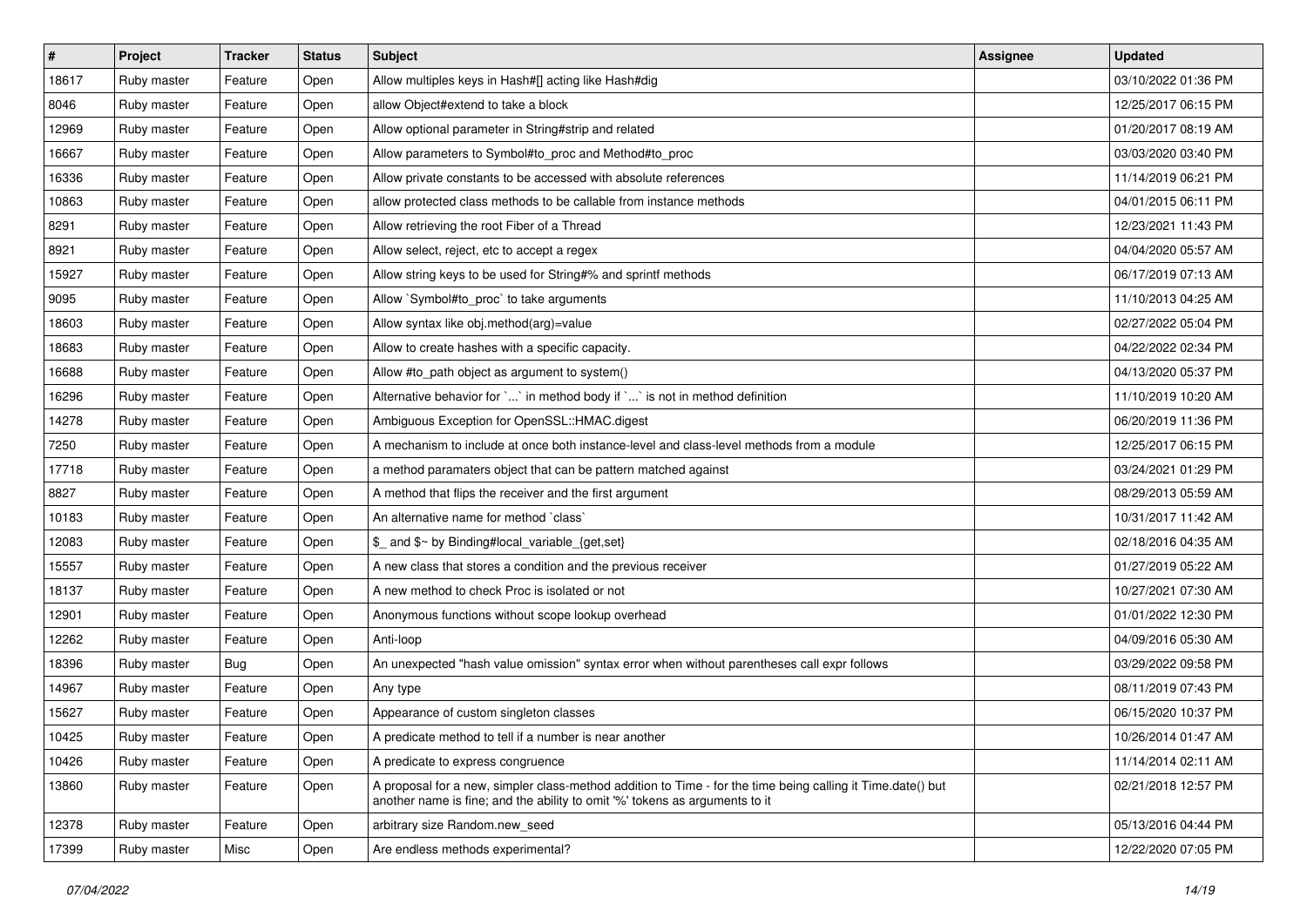| # | Project | Tracker | Status | Subject | Assignee | Updated |
|---|---|---|---|---|---|---|
| 18617 | Ruby master | Feature | Open | Allow multiples keys in Hash#[] acting like Hash#dig | | 03/10/2022 01:36 PM |
| 8046 | Ruby master | Feature | Open | allow Object#extend to take a block | | 12/25/2017 06:15 PM |
| 12969 | Ruby master | Feature | Open | Allow optional parameter in String#strip and related | | 01/20/2017 08:19 AM |
| 16667 | Ruby master | Feature | Open | Allow parameters to Symbol#to_proc and Method#to_proc | | 03/03/2020 03:40 PM |
| 16336 | Ruby master | Feature | Open | Allow private constants to be accessed with absolute references | | 11/14/2019 06:21 PM |
| 10863 | Ruby master | Feature | Open | allow protected class methods to be callable from instance methods | | 04/01/2015 06:11 PM |
| 8291 | Ruby master | Feature | Open | Allow retrieving the root Fiber of a Thread | | 12/23/2021 11:43 PM |
| 8921 | Ruby master | Feature | Open | Allow select, reject, etc to accept a regex | | 04/04/2020 05:57 AM |
| 15927 | Ruby master | Feature | Open | Allow string keys to be used for String#% and sprintf methods | | 06/17/2019 07:13 AM |
| 9095 | Ruby master | Feature | Open | Allow `Symbol#to_proc` to take arguments | | 11/10/2013 04:25 AM |
| 18603 | Ruby master | Feature | Open | Allow syntax like obj.method(arg)=value | | 02/27/2022 05:04 PM |
| 18683 | Ruby master | Feature | Open | Allow to create hashes with a specific capacity. | | 04/22/2022 02:34 PM |
| 16688 | Ruby master | Feature | Open | Allow #to_path object as argument to system() | | 04/13/2020 05:37 PM |
| 16296 | Ruby master | Feature | Open | Alternative behavior for `...` in method body if `...` is not in method definition | | 11/10/2019 10:20 AM |
| 14278 | Ruby master | Feature | Open | Ambiguous Exception for OpenSSL::HMAC.digest | | 06/20/2019 11:36 PM |
| 7250 | Ruby master | Feature | Open | A mechanism to include at once both instance-level and class-level methods from a module | | 12/25/2017 06:15 PM |
| 17718 | Ruby master | Feature | Open | a method paramaters object that can be pattern matched against | | 03/24/2021 01:29 PM |
| 8827 | Ruby master | Feature | Open | A method that flips the receiver and the first argument | | 08/29/2013 05:59 AM |
| 10183 | Ruby master | Feature | Open | An alternative name for method `class` | | 10/31/2017 11:42 AM |
| 12083 | Ruby master | Feature | Open | $_ and $~ by Binding#local_variable_{get,set} | | 02/18/2016 04:35 AM |
| 15557 | Ruby master | Feature | Open | A new class that stores a condition and the previous receiver | | 01/27/2019 05:22 AM |
| 18137 | Ruby master | Feature | Open | A new method to check Proc is isolated or not | | 10/27/2021 07:30 AM |
| 12901 | Ruby master | Feature | Open | Anonymous functions without scope lookup overhead | | 01/01/2022 12:30 PM |
| 12262 | Ruby master | Feature | Open | Anti-loop | | 04/09/2016 05:30 AM |
| 18396 | Ruby master | Bug | Open | An unexpected "hash value omission" syntax error when without parentheses call expr follows | | 03/29/2022 09:58 PM |
| 14967 | Ruby master | Feature | Open | Any type | | 08/11/2019 07:43 PM |
| 15627 | Ruby master | Feature | Open | Appearance of custom singleton classes | | 06/15/2020 10:37 PM |
| 10425 | Ruby master | Feature | Open | A predicate method to tell if a number is near another | | 10/26/2014 01:47 AM |
| 10426 | Ruby master | Feature | Open | A predicate to express congruence | | 11/14/2014 02:11 AM |
| 13860 | Ruby master | Feature | Open | A proposal for a new, simpler class-method addition to Time - for the time being calling it Time.date() but another name is fine; and the ability to omit '%' tokens as arguments to it | | 02/21/2018 12:57 PM |
| 12378 | Ruby master | Feature | Open | arbitrary size Random.new_seed | | 05/13/2016 04:44 PM |
| 17399 | Ruby master | Misc | Open | Are endless methods experimental? | | 12/22/2020 07:05 PM |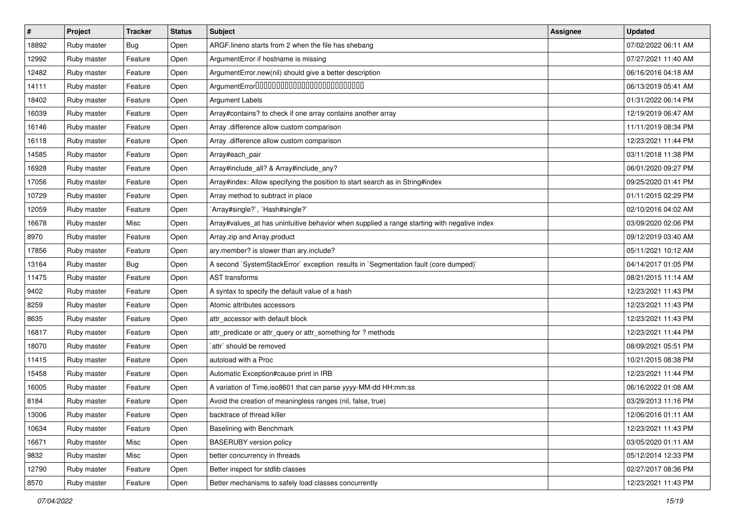| # | Project | Tracker | Status | Subject | Assignee | Updated |
|---|---|---|---|---|---|---|
| 18892 | Ruby master | Bug | Open | ARGF.lineno starts from 2 when the file has shebang | | 07/02/2022 06:11 AM |
| 12992 | Ruby master | Feature | Open | ArgumentError if hostname is missing | | 07/27/2021 11:40 AM |
| 12482 | Ruby master | Feature | Open | ArgumentError.new(nil) should give a better description | | 06/16/2016 04:18 AM |
| 14111 | Ruby master | Feature | Open | ArgumentError���������������������������� | | 06/13/2019 05:41 AM |
| 18402 | Ruby master | Feature | Open | Argument Labels | | 01/31/2022 06:14 PM |
| 16039 | Ruby master | Feature | Open | Array#contains? to check if one array contains another array | | 12/19/2019 06:47 AM |
| 16146 | Ruby master | Feature | Open | Array .difference allow custom comparison | | 11/11/2019 08:34 PM |
| 16118 | Ruby master | Feature | Open | Array .difference allow custom comparison | | 12/23/2021 11:44 PM |
| 14585 | Ruby master | Feature | Open | Array#each_pair | | 03/11/2018 11:38 PM |
| 16928 | Ruby master | Feature | Open | Array#include_all? & Array#include_any? | | 06/01/2020 09:27 PM |
| 17056 | Ruby master | Feature | Open | Array#index: Allow specifying the position to start search as in String#index | | 09/25/2020 01:41 PM |
| 10729 | Ruby master | Feature | Open | Array method to subtract in place | | 01/11/2015 02:29 PM |
| 12059 | Ruby master | Feature | Open | `Array#single?`, `Hash#single?` | | 02/10/2016 04:02 AM |
| 16678 | Ruby master | Misc | Open | Array#values_at has unintuitive behavior when supplied a range starting with negative index | | 03/09/2020 02:06 PM |
| 8970 | Ruby master | Feature | Open | Array.zip and Array.product | | 09/12/2019 03:40 AM |
| 17856 | Ruby master | Feature | Open | ary.member? is slower than ary.include? | | 05/11/2021 10:12 AM |
| 13164 | Ruby master | Bug | Open | A second `SystemStackError` exception results in `Segmentation fault (core dumped)` | | 04/14/2017 01:05 PM |
| 11475 | Ruby master | Feature | Open | AST transforms | | 08/21/2015 11:14 AM |
| 9402 | Ruby master | Feature | Open | A syntax to specify the default value of a hash | | 12/23/2021 11:43 PM |
| 8259 | Ruby master | Feature | Open | Atomic attributes accessors | | 12/23/2021 11:43 PM |
| 8635 | Ruby master | Feature | Open | attr_accessor with default block | | 12/23/2021 11:43 PM |
| 16817 | Ruby master | Feature | Open | attr_predicate or attr_query or attr_something for ? methods | | 12/23/2021 11:44 PM |
| 18070 | Ruby master | Feature | Open | `attr` should be removed | | 08/09/2021 05:51 PM |
| 11415 | Ruby master | Feature | Open | autoload with a Proc | | 10/21/2015 08:38 PM |
| 15458 | Ruby master | Feature | Open | Automatic Exception#cause print in IRB | | 12/23/2021 11:44 PM |
| 16005 | Ruby master | Feature | Open | A variation of Time.iso8601 that can parse yyyy-MM-dd HH:mm:ss | | 06/16/2022 01:08 AM |
| 8184 | Ruby master | Feature | Open | Avoid the creation of meaningless ranges (nil, false, true) | | 03/29/2013 11:16 PM |
| 13006 | Ruby master | Feature | Open | backtrace of thread killer | | 12/06/2016 01:11 AM |
| 10634 | Ruby master | Feature | Open | Baselining with Benchmark | | 12/23/2021 11:43 PM |
| 16671 | Ruby master | Misc | Open | BASERUBY version policy | | 03/05/2020 01:11 AM |
| 9832 | Ruby master | Misc | Open | better concurrency in threads | | 05/12/2014 12:33 PM |
| 12790 | Ruby master | Feature | Open | Better inspect for stdlib classes | | 02/27/2017 08:36 PM |
| 8570 | Ruby master | Feature | Open | Better mechanisms to safely load classes concurrently | | 12/23/2021 11:43 PM |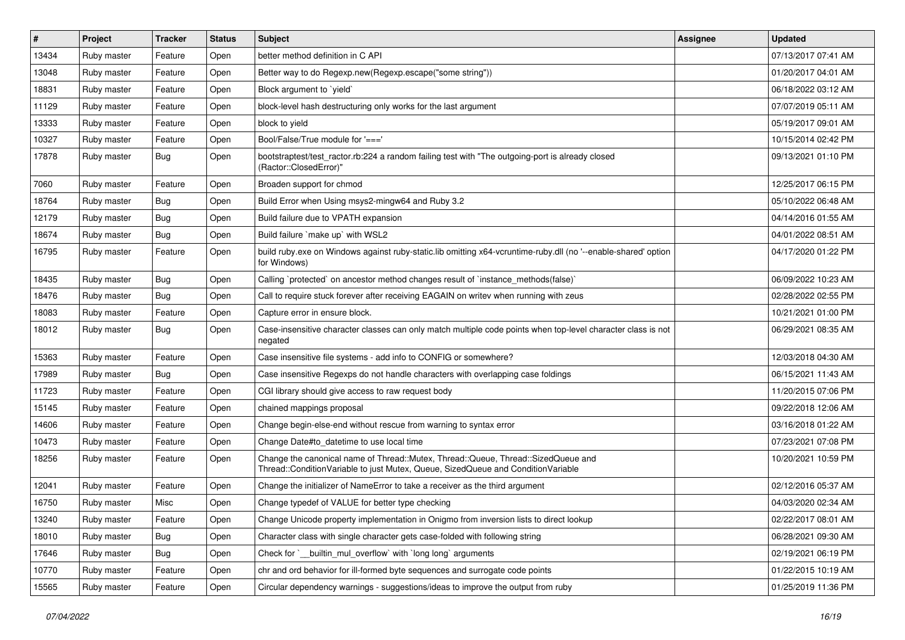| # | Project | Tracker | Status | Subject | Assignee | Updated |
|---|---|---|---|---|---|---|
| 13434 | Ruby master | Feature | Open | better method definition in C API | | 07/13/2017 07:41 AM |
| 13048 | Ruby master | Feature | Open | Better way to do Regexp.new(Regexp.escape("some string")) | | 01/20/2017 04:01 AM |
| 18831 | Ruby master | Feature | Open | Block argument to `yield` | | 06/18/2022 03:12 AM |
| 11129 | Ruby master | Feature | Open | block-level hash destructuring only works for the last argument | | 07/07/2019 05:11 AM |
| 13333 | Ruby master | Feature | Open | block to yield | | 05/19/2017 09:01 AM |
| 10327 | Ruby master | Feature | Open | Bool/False/True module for '===' | | 10/15/2014 02:42 PM |
| 17878 | Ruby master | Bug | Open | bootstraptest/test_ractor.rb:224 a random failing test with "The outgoing-port is already closed (Ractor::ClosedError)" | | 09/13/2021 01:10 PM |
| 7060 | Ruby master | Feature | Open | Broaden support for chmod | | 12/25/2017 06:15 PM |
| 18764 | Ruby master | Bug | Open | Build Error when Using msys2-mingw64 and Ruby 3.2 | | 05/10/2022 06:48 AM |
| 12179 | Ruby master | Bug | Open | Build failure due to VPATH expansion | | 04/14/2016 01:55 AM |
| 18674 | Ruby master | Bug | Open | Build failure `make up` with WSL2 | | 04/01/2022 08:51 AM |
| 16795 | Ruby master | Feature | Open | build ruby.exe on Windows against ruby-static.lib omitting x64-vcruntime-ruby.dll (no '--enable-shared' option for Windows) | | 04/17/2020 01:22 PM |
| 18435 | Ruby master | Bug | Open | Calling `protected` on ancestor method changes result of `instance_methods(false)` | | 06/09/2022 10:23 AM |
| 18476 | Ruby master | Bug | Open | Call to require stuck forever after receiving EAGAIN on writev when running with zeus | | 02/28/2022 02:55 PM |
| 18083 | Ruby master | Feature | Open | Capture error in ensure block. | | 10/21/2021 01:00 PM |
| 18012 | Ruby master | Bug | Open | Case-insensitive character classes can only match multiple code points when top-level character class is not negated | | 06/29/2021 08:35 AM |
| 15363 | Ruby master | Feature | Open | Case insensitive file systems - add info to CONFIG or somewhere? | | 12/03/2018 04:30 AM |
| 17989 | Ruby master | Bug | Open | Case insensitive Regexps do not handle characters with overlapping case foldings | | 06/15/2021 11:43 AM |
| 11723 | Ruby master | Feature | Open | CGI library should give access to raw request body | | 11/20/2015 07:06 PM |
| 15145 | Ruby master | Feature | Open | chained mappings proposal | | 09/22/2018 12:06 AM |
| 14606 | Ruby master | Feature | Open | Change begin-else-end without rescue from warning to syntax error | | 03/16/2018 01:22 AM |
| 10473 | Ruby master | Feature | Open | Change Date#to_datetime to use local time | | 07/23/2021 07:08 PM |
| 18256 | Ruby master | Feature | Open | Change the canonical name of Thread::Mutex, Thread::Queue, Thread::SizedQueue and Thread::ConditionVariable to just Mutex, Queue, SizedQueue and ConditionVariable | | 10/20/2021 10:59 PM |
| 12041 | Ruby master | Feature | Open | Change the initializer of NameError to take a receiver as the third argument | | 02/12/2016 05:37 AM |
| 16750 | Ruby master | Misc | Open | Change typedef of VALUE for better type checking | | 04/03/2020 02:34 AM |
| 13240 | Ruby master | Feature | Open | Change Unicode property implementation in Onigmo from inversion lists to direct lookup | | 02/22/2017 08:01 AM |
| 18010 | Ruby master | Bug | Open | Character class with single character gets case-folded with following string | | 06/28/2021 09:30 AM |
| 17646 | Ruby master | Bug | Open | Check for `__builtin_mul_overflow` with `long long` arguments | | 02/19/2021 06:19 PM |
| 10770 | Ruby master | Feature | Open | chr and ord behavior for ill-formed byte sequences and surrogate code points | | 01/22/2015 10:19 AM |
| 15565 | Ruby master | Feature | Open | Circular dependency warnings - suggestions/ideas to improve the output from ruby | | 01/25/2019 11:36 PM |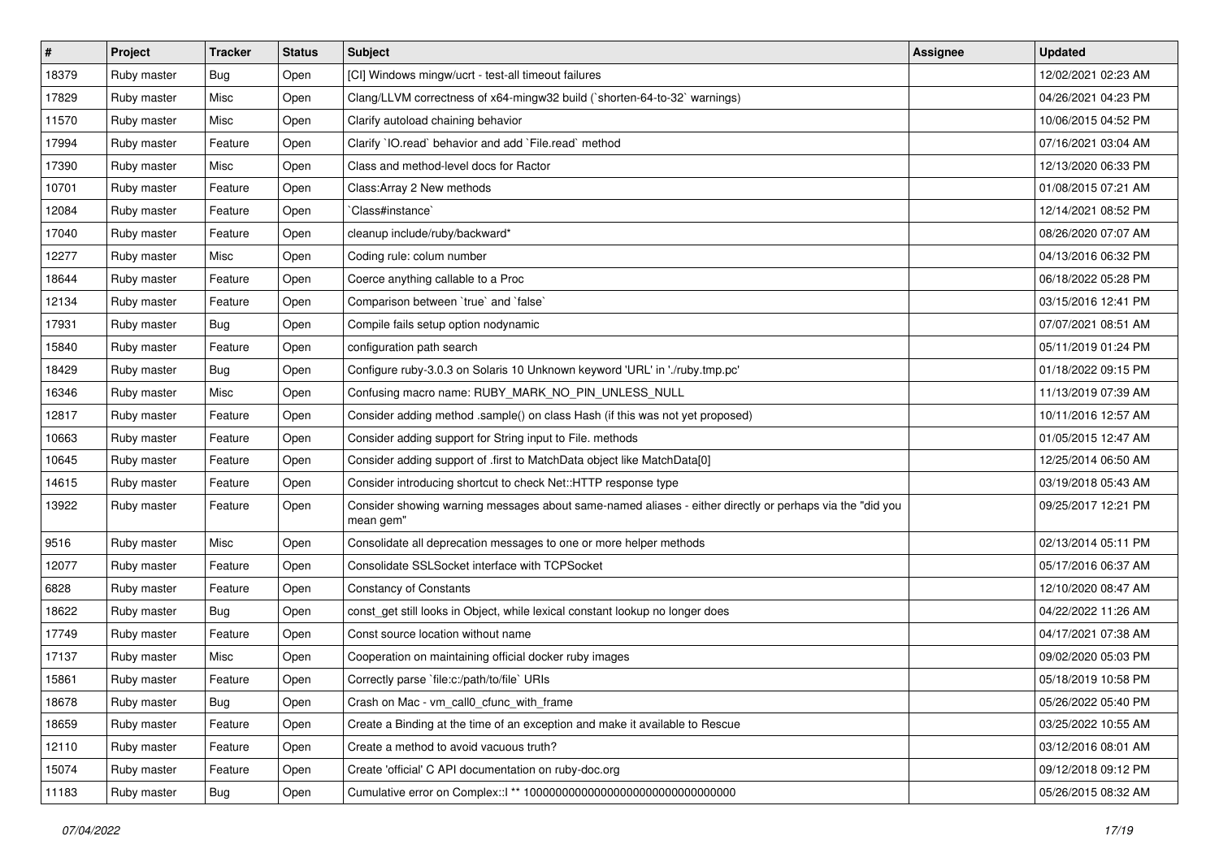| # | Project | Tracker | Status | Subject | Assignee | Updated |
| --- | --- | --- | --- | --- | --- | --- |
| 18379 | Ruby master | Bug | Open | [CI] Windows mingw/ucrt - test-all timeout failures | | 12/02/2021 02:23 AM |
| 17829 | Ruby master | Misc | Open | Clang/LLVM correctness of x64-mingw32 build (`shorten-64-to-32` warnings) | | 04/26/2021 04:23 PM |
| 11570 | Ruby master | Misc | Open | Clarify autoload chaining behavior | | 10/06/2015 04:52 PM |
| 17994 | Ruby master | Feature | Open | Clarify `IO.read` behavior and add `File.read` method | | 07/16/2021 03:04 AM |
| 17390 | Ruby master | Misc | Open | Class and method-level docs for Ractor | | 12/13/2020 06:33 PM |
| 10701 | Ruby master | Feature | Open | Class:Array 2 New methods | | 01/08/2015 07:21 AM |
| 12084 | Ruby master | Feature | Open | `Class#instance` | | 12/14/2021 08:52 PM |
| 17040 | Ruby master | Feature | Open | cleanup include/ruby/backward* | | 08/26/2020 07:07 AM |
| 12277 | Ruby master | Misc | Open | Coding rule: colum number | | 04/13/2016 06:32 PM |
| 18644 | Ruby master | Feature | Open | Coerce anything callable to a Proc | | 06/18/2022 05:28 PM |
| 12134 | Ruby master | Feature | Open | Comparison between `true` and `false` | | 03/15/2016 12:41 PM |
| 17931 | Ruby master | Bug | Open | Compile fails setup option nodynamic | | 07/07/2021 08:51 AM |
| 15840 | Ruby master | Feature | Open | configuration path search | | 05/11/2019 01:24 PM |
| 18429 | Ruby master | Bug | Open | Configure ruby-3.0.3 on Solaris 10 Unknown keyword 'URL' in './ruby.tmp.pc' | | 01/18/2022 09:15 PM |
| 16346 | Ruby master | Misc | Open | Confusing macro name: RUBY_MARK_NO_PIN_UNLESS_NULL | | 11/13/2019 07:39 AM |
| 12817 | Ruby master | Feature | Open | Consider adding method .sample() on class Hash (if this was not yet proposed) | | 10/11/2016 12:57 AM |
| 10663 | Ruby master | Feature | Open | Consider adding support for String input to File. methods | | 01/05/2015 12:47 AM |
| 10645 | Ruby master | Feature | Open | Consider adding support of .first to MatchData object like MatchData[0] | | 12/25/2014 06:50 AM |
| 14615 | Ruby master | Feature | Open | Consider introducing shortcut to check Net::HTTP response type | | 03/19/2018 05:43 AM |
| 13922 | Ruby master | Feature | Open | Consider showing warning messages about same-named aliases - either directly or perhaps via the "did you mean gem" | | 09/25/2017 12:21 PM |
| 9516 | Ruby master | Misc | Open | Consolidate all deprecation messages to one or more helper methods | | 02/13/2014 05:11 PM |
| 12077 | Ruby master | Feature | Open | Consolidate SSLSocket interface with TCPSocket | | 05/17/2016 06:37 AM |
| 6828 | Ruby master | Feature | Open | Constancy of Constants | | 12/10/2020 08:47 AM |
| 18622 | Ruby master | Bug | Open | const_get still looks in Object, while lexical constant lookup no longer does | | 04/22/2022 11:26 AM |
| 17749 | Ruby master | Feature | Open | Const source location without name | | 04/17/2021 07:38 AM |
| 17137 | Ruby master | Misc | Open | Cooperation on maintaining official docker ruby images | | 09/02/2020 05:03 PM |
| 15861 | Ruby master | Feature | Open | Correctly parse `file:c:/path/to/file` URIs | | 05/18/2019 10:58 PM |
| 18678 | Ruby master | Bug | Open | Crash on Mac - vm_call0_cfunc_with_frame | | 05/26/2022 05:40 PM |
| 18659 | Ruby master | Feature | Open | Create a Binding at the time of an exception and make it available to Rescue | | 03/25/2022 10:55 AM |
| 12110 | Ruby master | Feature | Open | Create a method to avoid vacuous truth? | | 03/12/2016 08:01 AM |
| 15074 | Ruby master | Feature | Open | Create 'official' C API documentation on ruby-doc.org | | 09/12/2018 09:12 PM |
| 11183 | Ruby master | Bug | Open | Cumulative error on Complex::I ** 100000000000000000000000000000000 | | 05/26/2015 08:32 AM |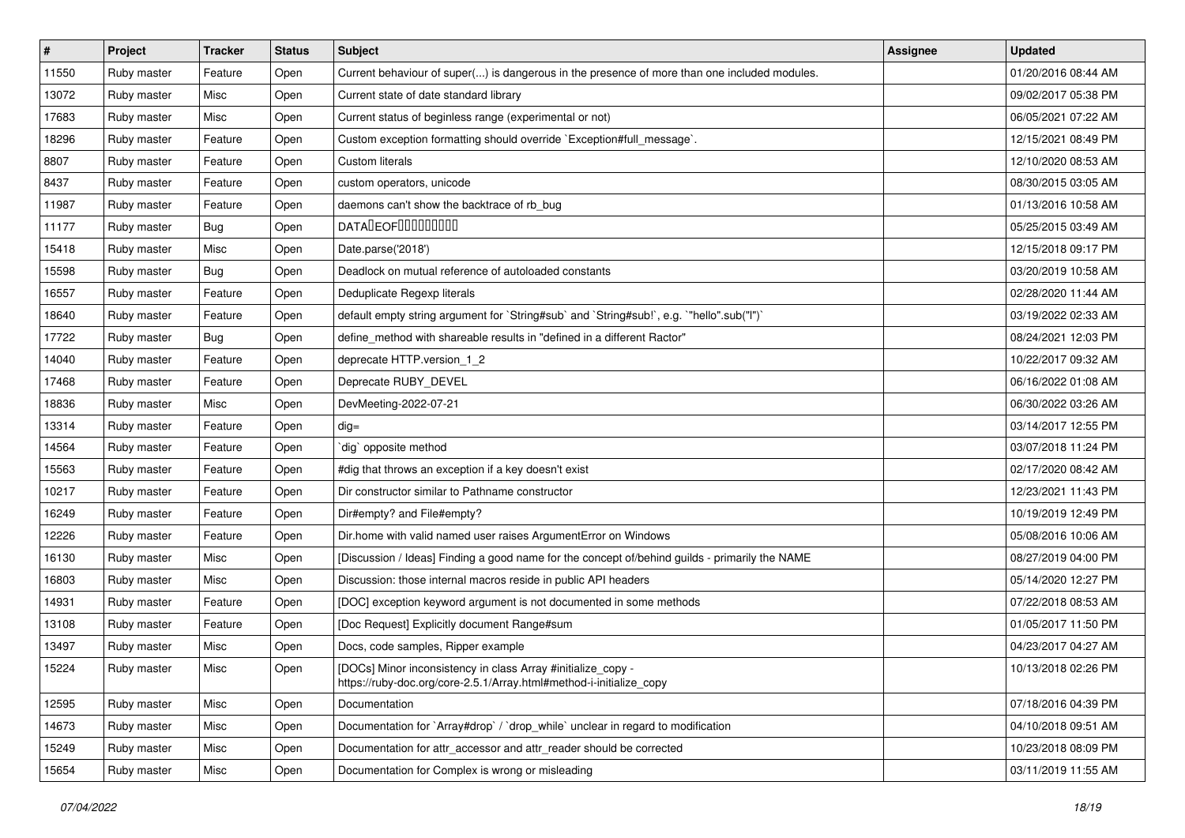| # | Project | Tracker | Status | Subject | Assignee | Updated |
|---|---|---|---|---|---|---|
| 11550 | Ruby master | Feature | Open | Current behaviour of super(...) is dangerous in the presence of more than one included modules. | | 01/20/2016 08:44 AM |
| 13072 | Ruby master | Misc | Open | Current state of date standard library | | 09/02/2017 05:38 PM |
| 17683 | Ruby master | Misc | Open | Current status of beginless range (experimental or not) | | 06/05/2021 07:22 AM |
| 18296 | Ruby master | Feature | Open | Custom exception formatting should override `Exception#full_message`. | | 12/15/2021 08:49 PM |
| 8807 | Ruby master | Feature | Open | Custom literals | | 12/10/2020 08:53 AM |
| 8437 | Ruby master | Feature | Open | custom operators, unicode | | 08/30/2015 03:05 AM |
| 11987 | Ruby master | Feature | Open | daemons can't show the backtrace of rb_bug | | 01/13/2016 10:58 AM |
| 11177 | Ruby master | Bug | Open | DATA�EOF��������� | | 05/25/2015 03:49 AM |
| 15418 | Ruby master | Misc | Open | Date.parse('2018') | | 12/15/2018 09:17 PM |
| 15598 | Ruby master | Bug | Open | Deadlock on mutual reference of autoloaded constants | | 03/20/2019 10:58 AM |
| 16557 | Ruby master | Feature | Open | Deduplicate Regexp literals | | 02/28/2020 11:44 AM |
| 18640 | Ruby master | Feature | Open | default empty string argument for `String#sub` and `String#sub!`, e.g. `"hello".sub("l")` | | 03/19/2022 02:33 AM |
| 17722 | Ruby master | Bug | Open | define_method with shareable results in "defined in a different Ractor" | | 08/24/2021 12:03 PM |
| 14040 | Ruby master | Feature | Open | deprecate HTTP.version_1_2 | | 10/22/2017 09:32 AM |
| 17468 | Ruby master | Feature | Open | Deprecate RUBY_DEVEL | | 06/16/2022 01:08 AM |
| 18836 | Ruby master | Misc | Open | DevMeeting-2022-07-21 | | 06/30/2022 03:26 AM |
| 13314 | Ruby master | Feature | Open | dig= | | 03/14/2017 12:55 PM |
| 14564 | Ruby master | Feature | Open | `dig` opposite method | | 03/07/2018 11:24 PM |
| 15563 | Ruby master | Feature | Open | #dig that throws an exception if a key doesn't exist | | 02/17/2020 08:42 AM |
| 10217 | Ruby master | Feature | Open | Dir constructor similar to Pathname constructor | | 12/23/2021 11:43 PM |
| 16249 | Ruby master | Feature | Open | Dir#empty? and File#empty? | | 10/19/2019 12:49 PM |
| 12226 | Ruby master | Feature | Open | Dir.home with valid named user raises ArgumentError on Windows | | 05/08/2016 10:06 AM |
| 16130 | Ruby master | Misc | Open | [Discussion / Ideas] Finding a good name for the concept of/behind guilds - primarily the NAME | | 08/27/2019 04:00 PM |
| 16803 | Ruby master | Misc | Open | Discussion: those internal macros reside in public API headers | | 05/14/2020 12:27 PM |
| 14931 | Ruby master | Feature | Open | [DOC] exception keyword argument is not documented in some methods | | 07/22/2018 08:53 AM |
| 13108 | Ruby master | Feature | Open | [Doc Request] Explicitly document Range#sum | | 01/05/2017 11:50 PM |
| 13497 | Ruby master | Misc | Open | Docs, code samples, Ripper example | | 04/23/2017 04:27 AM |
| 15224 | Ruby master | Misc | Open | [DOCs] Minor inconsistency in class Array #initialize_copy - https://ruby-doc.org/core-2.5.1/Array.html#method-i-initialize_copy | | 10/13/2018 02:26 PM |
| 12595 | Ruby master | Misc | Open | Documentation | | 07/18/2016 04:39 PM |
| 14673 | Ruby master | Misc | Open | Documentation for `Array#drop` / `drop_while` unclear in regard to modification | | 04/10/2018 09:51 AM |
| 15249 | Ruby master | Misc | Open | Documentation for attr_accessor and attr_reader should be corrected | | 10/23/2018 08:09 PM |
| 15654 | Ruby master | Misc | Open | Documentation for Complex is wrong or misleading | | 03/11/2019 11:55 AM |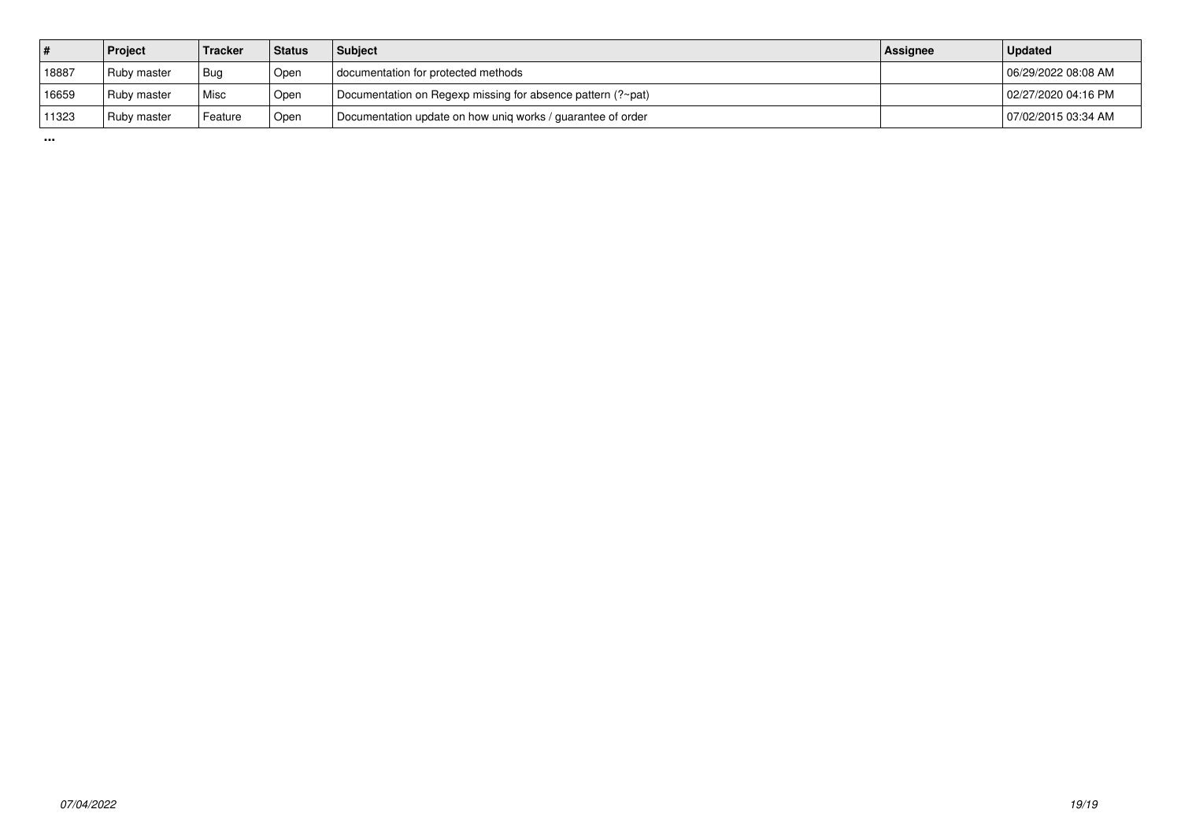| # | Project | Tracker | Status | Subject | Assignee | Updated |
|---|---|---|---|---|---|---|
| 18887 | Ruby master | Bug | Open | documentation for protected methods | | 06/29/2022 08:08 AM |
| 16659 | Ruby master | Misc | Open | Documentation on Regexp missing for absence pattern (?~pat) | | 02/27/2020 04:16 PM |
| 11323 | Ruby master | Feature | Open | Documentation update on how uniq works / guarantee of order | | 07/02/2015 03:34 AM |

...